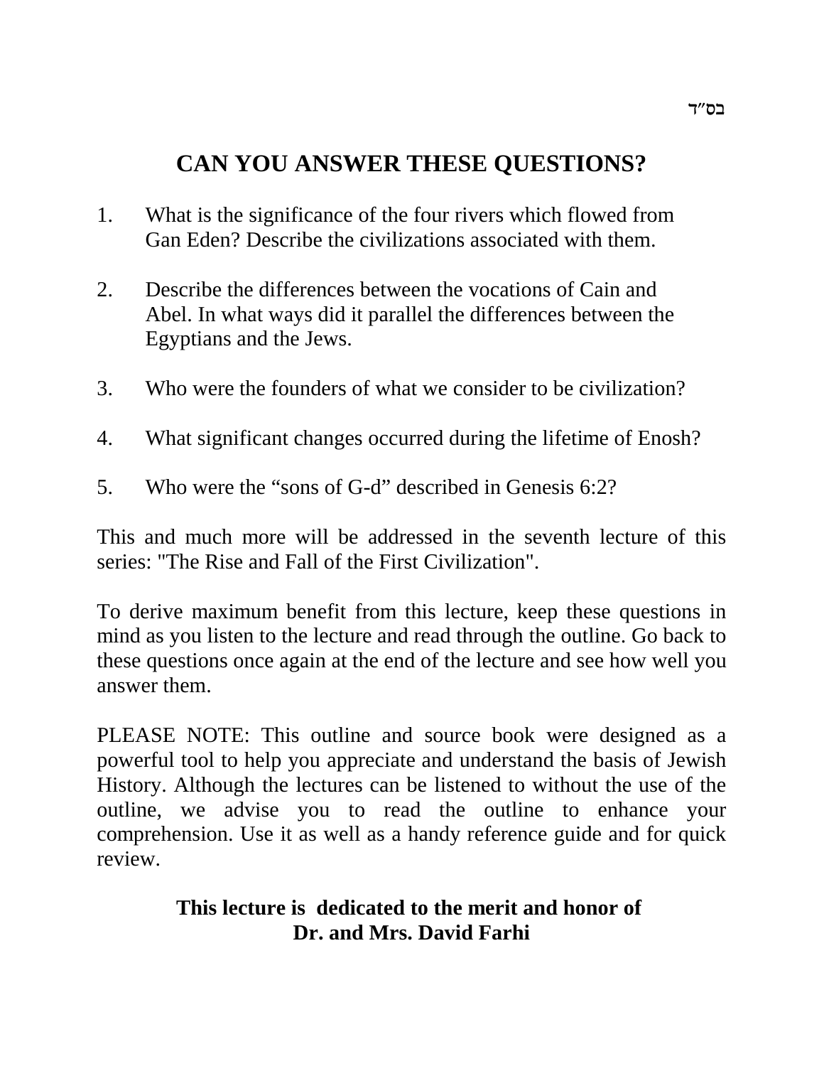בס"ד

# CAN YOU ANSWER THESE QUESTIONS?

1. What is the significance of the four rivers which flowed from Gan Eden? Describe the civilizations associated with them.

2. Describe the differences between the vocations of Cain and Abel. In what ways did it parallel the differences between the Egyptians and the Jews.

3. Who were the founders of what we consider to be civilization?

4. What significant changes occurred during the lifetime of Enosh?

5. Who were the "sons of G-d" described in Genesis 6:2?

This and much more will be addressed in the seventh lecture of this series: "The Rise and Fall of the First Civilization".

To derive maximum benefit from this lecture, keep these questions in mind as you listen to the lecture and read through the outline. Go back to these questions once again at the end of the lecture and see how well you answer them.

PLEASE NOTE: This outline and source book were designed as a powerful tool to help you appreciate and understand the basis of Jewish History. Although the lectures can be listened to without the use of the outline, we advise you to read the outline to enhance your comprehension. Use it as well as a handy reference guide and for quick review.

**This lecture is dedicated to the merit and honor of**
**Dr. and Mrs. David Farhi**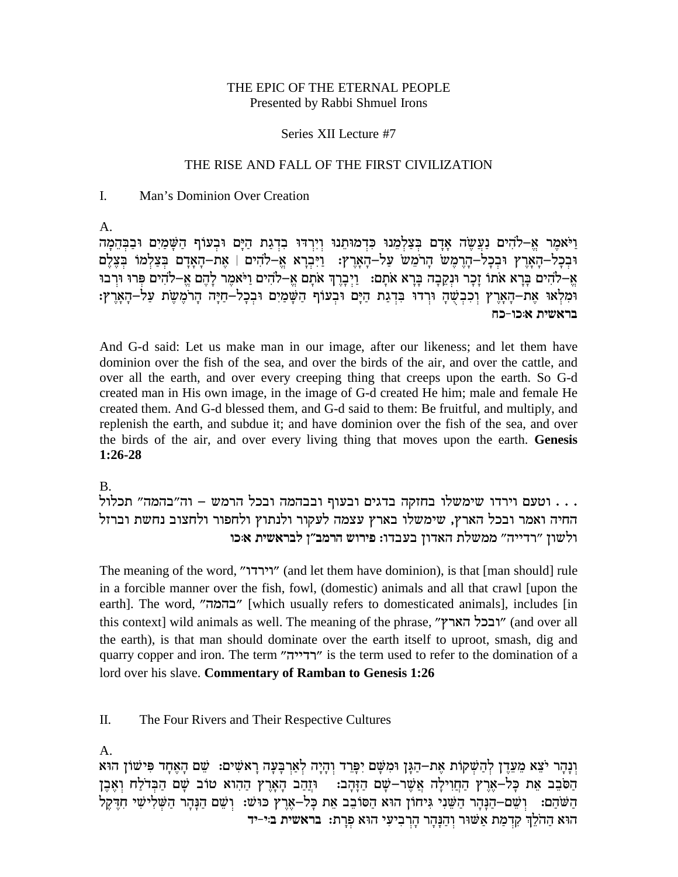THE EPIC OF THE ETERNAL PEOPLE
Presented by Rabbi Shmuel Irons

Series XII Lecture #7

THE RISE AND FALL OF THE FIRST CIVILIZATION

I. Man's Dominion Over Creation

A.

וַיֹּאמֶר אֱ–לֹהִים נַעֲשֶׂה אָדָם בְּצַלְמֵנוּ כִּדְמוּתֵנוּ וְיִרְדּוּ בִדְגַת הַיָּם וּבְעוֹף הַשָּׁמַיִם וּבַבְּהֵמָה וּבְכָל–הָאָרֶץ וּבְכָל–הָרֶמֶשׂ הָרֹמֵשׂ עַל–הָאָרֶץ: וַיִּבְרָא אֱ–לֹהִים | אֶת–הָאָדָם בְּצַלְמוֹ בְּצֶלֶם אֱ–לֹהִים בָּרָא אֹתוֹ זָכָר וּנְקֵבָה בָּרָא אֹתָם: וַיְבָרֶךְ אֹתָם אֱ–לֹהִים וַיֹּאמֶר לָהֶם אֱ–לֹהִים פְּרוּ וּרְבוּ וּמִלְאוּ אֶת–הָאָרֶץ וְכִבְשֻׁהָ וּרְדוּ בִּדְגַת הַיָּם וּבְעוֹף הַשָּׁמַיִם וּבְכָל–חַיָּה הָרֹמֶשֶׂת עַל–הָאָרֶץ: **בראשית א:כו-כח**

And G-d said: Let us make man in our image, after our likeness; and let them have dominion over the fish of the sea, and over the birds of the air, and over the cattle, and over all the earth, and over every creeping thing that creeps upon the earth. So G-d created man in His own image, in the image of G-d created He him; male and female He created them. And G-d blessed them, and G-d said to them: Be fruitful, and multiply, and replenish the earth, and subdue it; and have dominion over the fish of the sea, and over the birds of the air, and over every living thing that moves upon the earth. **Genesis 1:26-28**

B.

. . . וטעם וירדו שימשלו בחזקה בדגים ובעוף ובבהמה ובכל הרמש – וה"בהמה" תכלול החיה ואמר ובכל הארץ, שימשלו בארץ עצמה לעקור ולנתוץ ולחפור ולחצוב נחשת וברזל ולשון "רדייה" ממשלת האדון בעבדו: **פירוש הרמב"ן לבראשית א:כו**

The meaning of the word, "וירדו" (and let them have dominion), is that [man should] rule in a forcible manner over the fish, fowl, (domestic) animals and all that crawl [upon the earth]. The word, "בהמה" [which usually refers to domesticated animals], includes [in this context] wild animals as well. The meaning of the phrase, "ובכל הארץ" (and over all the earth), is that man should dominate over the earth itself to uproot, smash, dig and quarry copper and iron. The term "רדייה" is the term used to refer to the domination of a lord over his slave. **Commentary of Ramban to Genesis 1:26**

II. The Four Rivers and Their Respective Cultures

A.

וְנָהָר יֹצֵא מֵעֵדֶן לְהַשְׁקוֹת אֶת–הַגָּן וּמִשָּׁם יִפָּרֵד וְהָיָה לְאַרְבָּעָה רָאשִׁים: שֵׁם הָאֶחָד פִּישׁוֹן הוּא הַסֹּבֵב אֵת כָּל–אֶרֶץ הַחֲוִילָה אֲשֶׁר–שָׁם הַזָּהָב: וּזֲהַב הָאָרֶץ הַהִוא טוֹב שָׁם הַבְּדֹלַח וְאֶבֶן הַשֹּׁהַם: וְשֵׁם–הַנָּהָר הַשֵּׁנִי גִּיחוֹן הוּא הַסּוֹבֵב אֵת כָּל–אֶרֶץ כּוּשׁ: וְשֵׁם הַנָּהָר הַשְּׁלִישִׁי חִדֶּקֶל הוּא הַהֹלֵךְ קִדְמַת אַשּׁוּר וְהַנָּהָר הָרְבִיעִי הוּא פְרָת: **בראשית ב:י-יד**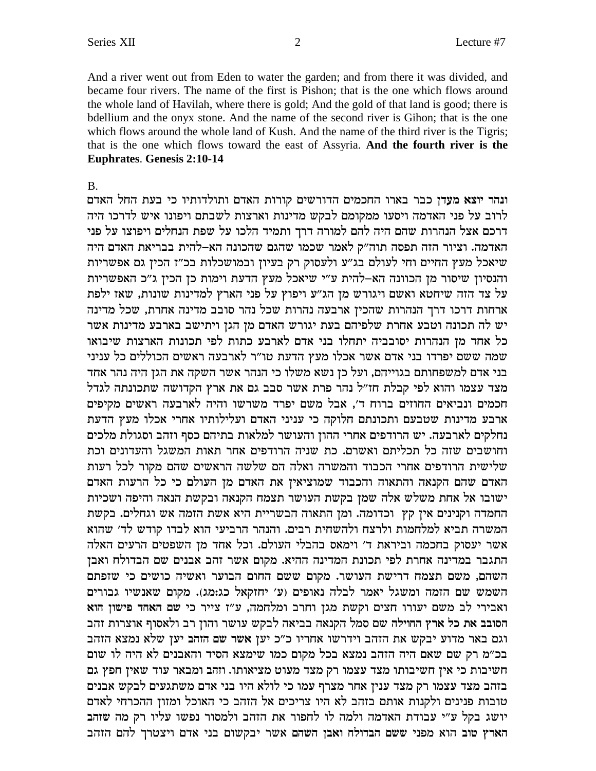And a river went out from Eden to water the garden; and from there it was divided, and became four rivers. The name of the first is Pishon; that is the one which flows around the whole land of Havilah, where there is gold; And the gold of that land is good; there is bdellium and the onyx stone. And the name of the second river is Gihon; that is the one which flows around the whole land of Kush. And the name of the third river is the Tigris; that is the one which flows toward the east of Assyria. **And the fourth river is the Euphrates**. **Genesis 2:10-14**

B.

**ונהר יוצא מעדן** כבר בארו החכמים הדורשים קורות האדם ותולדותיו כי בעת החל האדם לרוב על פני האדמה ויסעו ממקומם לבקש מדינות וארצות לשבתם ויפונו איש לדרכו היה דרכם אצל הנהרות שהם היה להם למורה דרך ותמיד הלכו על שפת הנחלים ויפוצו על פני האדמה. וציור הזה תפסה תוה"ק לאמר שכמו שהגם שהכונה הא–להית בבריאת האדם היה שיאכל מעץ החיים וחי לעולם בג"ע ולעסוק רק בעיון ובמושכלות בכ"ז הכין גם אפשריות והנסיון שיסור מן הכוונה הא–להית ע"י שיאכל מעץ הדעת וימות כן הכין ג"כ האפשריות על צד הזה שיחטא ואשם ויגורש מן הג"ע ויפוץ על פני הארץ למדינות שונות, שאז ילפת ארחות דרכו דרך הנהרות שהכין ארבעה נהרות שכל נהר סובב מדינה אחרת, שכל מדינה יש לה תכונה וטבע אחרת שלפיהם בעת יגורש האדם מן הגן ויתישב בארבע מדינות אשר כל אחד מן הנהרות יסובביה יתחלו בני אדם לארבע כתות לפי תכונות הארצות שיבואו שמה ששם יפרדו בני אדם אשר אכלו מעץ הדעת טו"ר לארבעה ראשים הכוללים כל עניני בני אדם למשפחותם בגוייהם, ועל כן נשא משלו כי הנהר אשר השקה את הגן היה נהר אחד מצד עצמו והוא לפי קבלת חז"ל נהר פרת אשר סבב גם את ארץ הקדושה שתכונתה לגדל חכמים ונביאים החוזים ברוח ד', אבל משם יפרד משרשו והיה לארבעה ראשים מקיפים ארבע מדינות שטבעם ותכונתם חלוקה כי עניני האדם ועלילותיו אחרי אכלו מעץ הדעת נחלקים לארבעה. יש הרודפים אחרי ההון והעושר למלאות בתיהם כסף וזהב וסגולת מלכים וחושבים שזה כל תכליתם ואשרם. כת שניה הרודפים אחר תאות המשגל והעדונים וכת שלישית הרודפים אחרי הכבוד והמשרה ואלה הם שלשה הראשים שהם מקור לכל רעות האדם שהם הקנאה והתאוה והכבוד שמוציאין את האדם מן העולם כי כל הרעות האדם ישובו אל אחת משלש אלה שמן בקשת העושר תצמח הקנאה ובקשת הנאה והיפה ושכיות החמדה וקנינים אין קץ וכדומה. ומן התאוה הבשריית היא אשת הזמה אש וגחלים. בקשת המשרה תביא למלחמות ולרצח ולהשחית רבים. והנהר הרביעי הוא לבדו קודש לד' שהוא אשר יעסוק בחכמה וביראת ד' וימאס בהבלי העולם. וכל אחד מן השפטים הרעים האלה התגבר במדינה אחרת לפי תכונת המדינה ההיא. מקום אשר זהב אבנים שם הבדולח ואבן השהם, משם תצמח דרישת העושר. מקום ששם החום הבוער ואשיה כושים כי שזפתם השמש שם הזמה ומשגל יאמר לבלה נאופים (ע' יחזקאל כג:מג). מקום שאנשיו גבורים ואבירי לב משם יעורו חצים וקשת מגן וחרב ומלחמה, ע"ז צייר כי **שם האחד פישון הוא הסובב את כל ארץ החוילה** שם סמל הקנאה בביאה לבקש עושר והון רב ולאסוף אוצרות זהב וגם באר מדוע יבקש את הזהב וידרשו אחריו כ"כ יען **אשר שם הזהב** יען שלא נמצא הזהב בכ"מ רק שם שאם היה הזהב נמצא בכל מקום כמו שימצא הסיד והאבנים לא היה לו שום חשיבות כי אין חשיבותו מצד עצמו רק מצד מעוט מציאותו. **וזהב** ומבאר עוד שאין חפץ גם בזהב מצד עצמו רק מצד ענין אחר מצרף עמו כי לולא היו בני אדם משתגעים לבקש אבנים טובות פנינים ולקנות אותם בזהב לא היו צריכים אל הזהב כי האוכל ומזון ההכרחי לאדם יושג בקל ע"י עבודת האדמה ולמה לו לחפור את הזהב ולמסור נפשו עליו רק מה **שזהב הארץ טוב** הוא מפני **ששם הבדולח ואבן השהם** אשר יבקשום בני אדם ויצטרך להם הזהב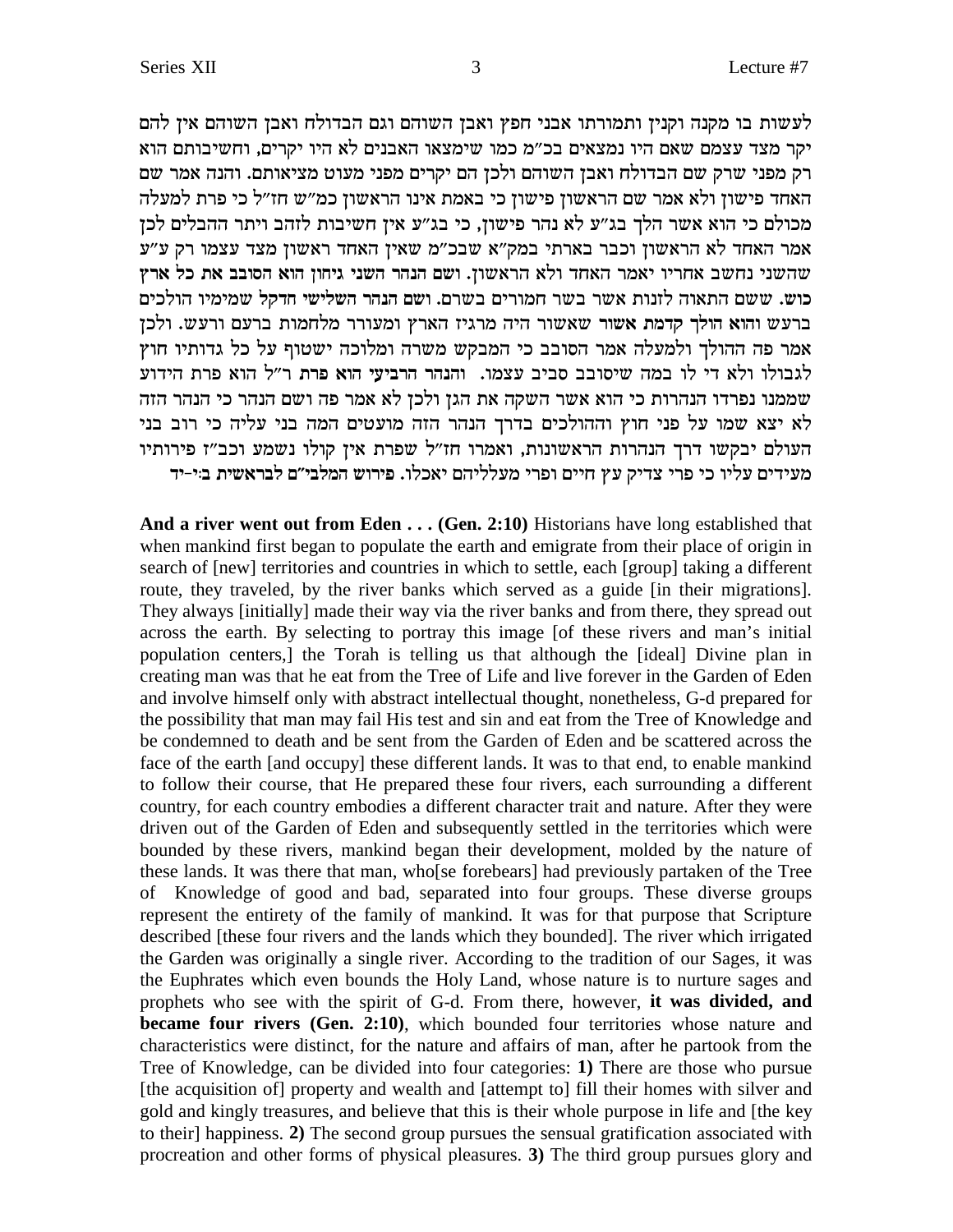לעשות בו מקנה וקנין ותמורתו אבני חפץ ואבן השוהם וגם הבדולח ואבן השוהם אין להם יקר מצד עצמם שאם היו נמצאים בכ"מ כמו שימצאו האבנים לא היו יקרים, וחשיבותם הוא רק מפני שרק שם הבדולח ואבן השוהם ולכן הם יקרים מפני מעוט מציאותם. והנה אמר שם האחד פישון ולא אמר שם הראשון פישון כי באמת אינו הראשון כמ"ש חז"ל כי פרת למעלה מכולם כי הוא אשר הלך בג"ע לא נהר פישון, כי בג"ע אין חשיבות לזהב ויתר ההבלים לכן אמר האחד לא הראשון וכבר בארתי במק"א שבכ"מ שאין האחד ראשון מצד עצמו רק ע"ע שהשני נחשב אחריו יאמר האחד ולא הראשון. **ושם הנהר השני גיחון הוא הסובב את כל ארץ כוש.** ששם התאוה לזנות אשר בשר חמורים בשרם. **ושם הנהר השלישי חדקל** שמימיו הולכים ברעש **והוא הולך קדמת אשור** שאשור היה מרגיז הארץ ומעורר מלחמות ברעם ורעש. ולכן אמר פה ההולך ולמעלה אמר הסובב כי המבקש משרה ומלוכה ישטוף על כל גדותיו חוץ לגבולו ולא די לו במה שיסובב סביב עצמו. **והנהר הרביעי הוא פרת** ר"ל הוא פרת הידוע שממנו נפרדו הנהרות כי הוא אשר השקה את הגן ולכן לא אמר פה ושם הנהר כי הנהר הזה לא יצא שמו על פני חוץ וההולכים בדרך הנהר הזה מועטים המה בני עליה כי רוב בני העולם יבקשו דרך הנהרות הראשונות, ואמרו חז"ל שפרת אין קולו נשמע וכב"ז פירותיו מעידים עליו כי פרי צדיק עץ חיים ופרי מעלליהם יאכלו. **פירוש המלבי"ם לבראשית ב:י-יד**

**And a river went out from Eden . . . (Gen. 2:10)** Historians have long established that when mankind first began to populate the earth and emigrate from their place of origin in search of [new] territories and countries in which to settle, each [group] taking a different route, they traveled, by the river banks which served as a guide [in their migrations]. They always [initially] made their way via the river banks and from there, they spread out across the earth. By selecting to portray this image [of these rivers and man's initial population centers,] the Torah is telling us that although the [ideal] Divine plan in creating man was that he eat from the Tree of Life and live forever in the Garden of Eden and involve himself only with abstract intellectual thought, nonetheless, G-d prepared for the possibility that man may fail His test and sin and eat from the Tree of Knowledge and be condemned to death and be sent from the Garden of Eden and be scattered across the face of the earth [and occupy] these different lands. It was to that end, to enable mankind to follow their course, that He prepared these four rivers, each surrounding a different country, for each country embodies a different character trait and nature. After they were driven out of the Garden of Eden and subsequently settled in the territories which were bounded by these rivers, mankind began their development, molded by the nature of these lands. It was there that man, who[se forebears] had previously partaken of the Tree of Knowledge of good and bad, separated into four groups. These diverse groups represent the entirety of the family of mankind. It was for that purpose that Scripture described [these four rivers and the lands which they bounded]. The river which irrigated the Garden was originally a single river. According to the tradition of our Sages, it was the Euphrates which even bounds the Holy Land, whose nature is to nurture sages and prophets who see with the spirit of G-d. From there, however, **it was divided, and became four rivers (Gen. 2:10)**, which bounded four territories whose nature and characteristics were distinct, for the nature and affairs of man, after he partook from the Tree of Knowledge, can be divided into four categories: **1)** There are those who pursue [the acquisition of] property and wealth and [attempt to] fill their homes with silver and gold and kingly treasures, and believe that this is their whole purpose in life and [the key to their] happiness. **2)** The second group pursues the sensual gratification associated with procreation and other forms of physical pleasures. **3)** The third group pursues glory and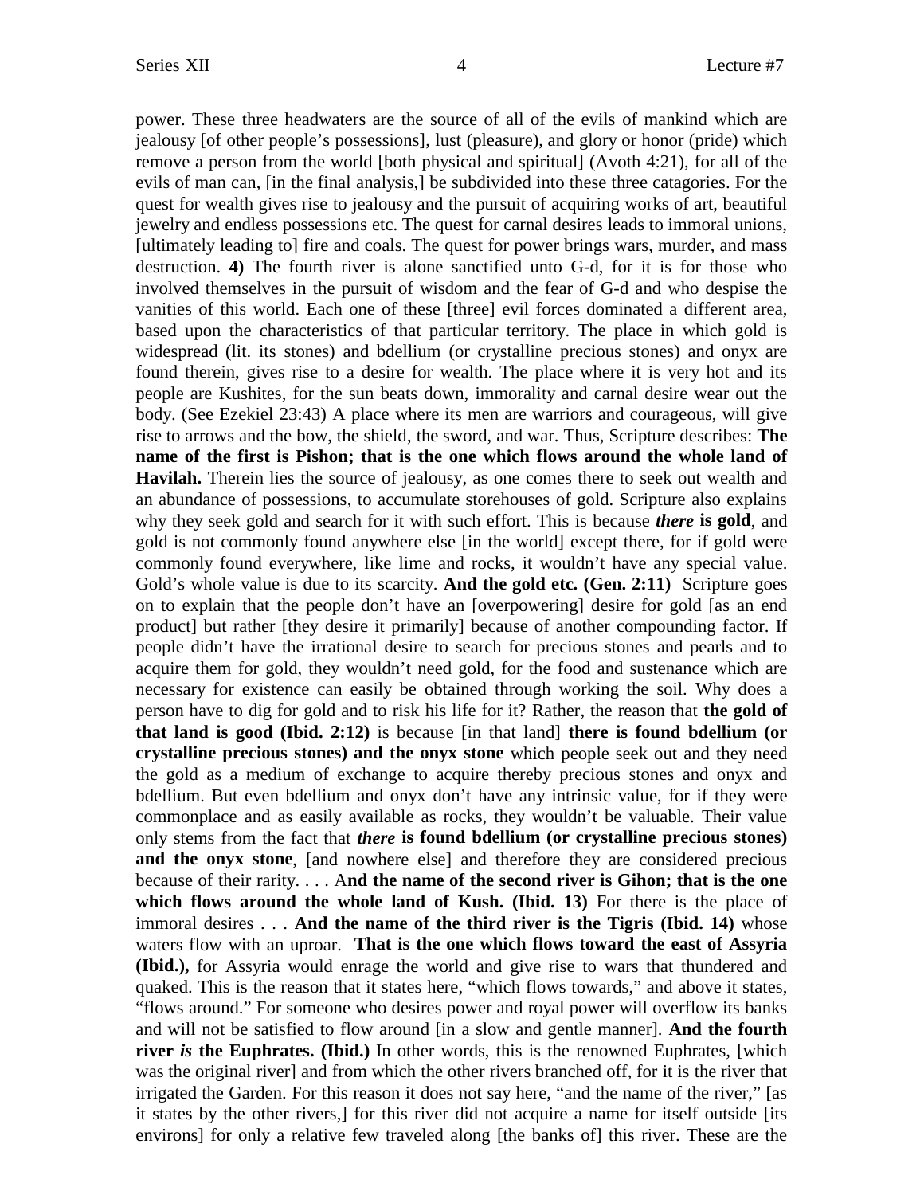power. These three headwaters are the source of all of the evils of mankind which are jealousy [of other people's possessions], lust (pleasure), and glory or honor (pride) which remove a person from the world [both physical and spiritual] (Avoth 4:21), for all of the evils of man can, [in the final analysis,] be subdivided into these three catagories. For the quest for wealth gives rise to jealousy and the pursuit of acquiring works of art, beautiful jewelry and endless possessions etc. The quest for carnal desires leads to immoral unions, [ultimately leading to] fire and coals. The quest for power brings wars, murder, and mass destruction. **4)** The fourth river is alone sanctified unto G-d, for it is for those who involved themselves in the pursuit of wisdom and the fear of G-d and who despise the vanities of this world. Each one of these [three] evil forces dominated a different area, based upon the characteristics of that particular territory. The place in which gold is widespread (lit. its stones) and bdellium (or crystalline precious stones) and onyx are found therein, gives rise to a desire for wealth. The place where it is very hot and its people are Kushites, for the sun beats down, immorality and carnal desire wear out the body. (See Ezekiel 23:43) A place where its men are warriors and courageous, will give rise to arrows and the bow, the shield, the sword, and war. Thus, Scripture describes: **The name of the first is Pishon; that is the one which flows around the whole land of Havilah.** Therein lies the source of jealousy, as one comes there to seek out wealth and an abundance of possessions, to accumulate storehouses of gold. Scripture also explains why they seek gold and search for it with such effort. This is because ***there* is gold**, and gold is not commonly found anywhere else [in the world] except there, for if gold were commonly found everywhere, like lime and rocks, it wouldn't have any special value. Gold's whole value is due to its scarcity. **And the gold etc. (Gen. 2:11)** Scripture goes on to explain that the people don't have an [overpowering] desire for gold [as an end product] but rather [they desire it primarily] because of another compounding factor. If people didn't have the irrational desire to search for precious stones and pearls and to acquire them for gold, they wouldn't need gold, for the food and sustenance which are necessary for existence can easily be obtained through working the soil. Why does a person have to dig for gold and to risk his life for it? Rather, the reason that **the gold of that land is good (Ibid. 2:12)** is because [in that land] **there is found bdellium (or crystalline precious stones) and the onyx stone** which people seek out and they need the gold as a medium of exchange to acquire thereby precious stones and onyx and bdellium. But even bdellium and onyx don't have any intrinsic value, for if they were commonplace and as easily available as rocks, they wouldn't be valuable. Their value only stems from the fact that ***there* is found bdellium (or crystalline precious stones) and the onyx stone**, [and nowhere else] and therefore they are considered precious because of their rarity. . . . A**nd the name of the second river is Gihon; that is the one which flows around the whole land of Kush. (Ibid. 13)** For there is the place of immoral desires . . . **And the name of the third river is the Tigris (Ibid. 14)** whose waters flow with an uproar. **That is the one which flows toward the east of Assyria (Ibid.),** for Assyria would enrage the world and give rise to wars that thundered and quaked. This is the reason that it states here, "which flows towards," and above it states, "flows around." For someone who desires power and royal power will overflow its banks and will not be satisfied to flow around [in a slow and gentle manner]. **And the fourth river *is* the Euphrates. (Ibid.)** In other words, this is the renowned Euphrates, [which was the original river] and from which the other rivers branched off, for it is the river that irrigated the Garden. For this reason it does not say here, "and the name of the river," [as it states by the other rivers,] for this river did not acquire a name for itself outside [its environs] for only a relative few traveled along [the banks of] this river. These are the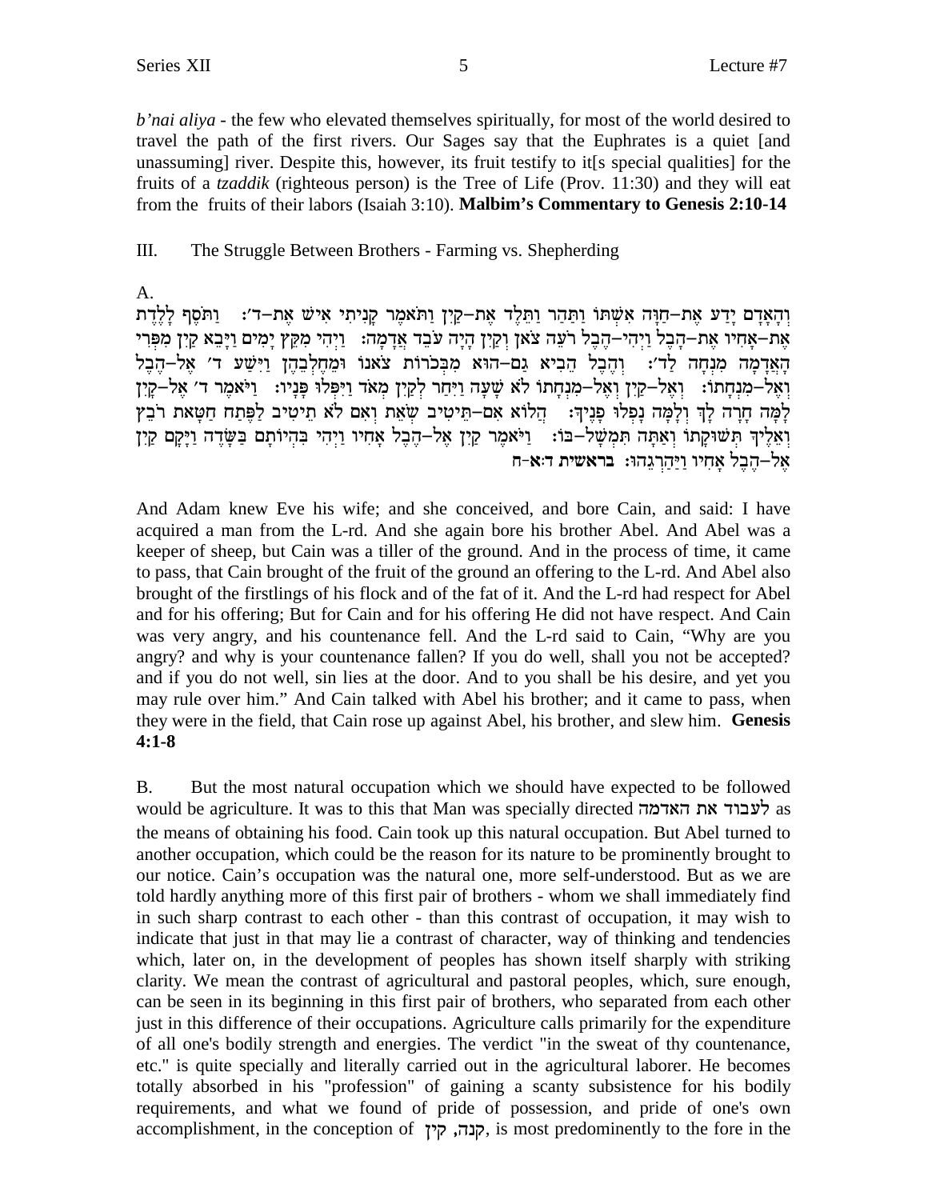*b'nai aliya* - the few who elevated themselves spiritually, for most of the world desired to travel the path of the first rivers. Our Sages say that the Euphrates is a quiet [and unassuming] river. Despite this, however, its fruit testify to it[s special qualities] for the fruits of a *tzaddik* (righteous person) is the Tree of Life (Prov. 11:30) and they will eat from the fruits of their labors (Isaiah 3:10). **Malbim's Commentary to Genesis 2:10-14**

III. The Struggle Between Brothers - Farming vs. Shepherding

A.

וְהָאָדָם יָדַע אֶת–חַוָּה אִשְׁתּוֹ וַתַּהַר וַתֵּלֶד אֶת–קַיִן וַתֹּאמֶר קָנִיתִי אִישׁ אֶת–ד׳: וַתֹּסֶף לָלֶדֶת אֶת–אָחִיו אֶת–הָבֶל וַיְהִי–הֶבֶל רֹעֵה צֹאן וְקַיִן הָיָה עֹבֵד אֲדָמָה: וַיְהִי מִקֵּץ יָמִים וַיָּבֵא קַיִן מִפְּרִי הָאֲדָמָה מִנְחָה לַד׳: וְהֶבֶל הֵבִיא גַם–הוּא מִבְּכֹרוֹת צֹאנוֹ וּמֵחֶלְבֵהֶן וַיִּשַׁע ד׳ אֶל–הֶבֶל וְאֶל–מִנְחָתוֹ: וְאֶל–קַיִן וְאֶל–מִנְחָתוֹ לֹא שָׁעָה וַיִּחַר לְקַיִן מְאֹד וַיִּפְּלוּ פָּנָיו: וַיֹּאמֶר ד׳ אֶל–קָיִן לָמָּה חָרָה לָךְ וְלָמָּה נָפְלוּ פָנֶיךָ: הֲלוֹא אִם–תֵּיטִיב שְׂאֵת וְאִם לֹא תֵיטִיב לַפֶּתַח חַטָּאת רֹבֵץ וְאֵלֶיךָ תְּשׁוּקָתוֹ וְאַתָּה תִּמְשָׁל–בּוֹ: וַיֹּאמֶר קַיִן אֶל–הֶבֶל אָחִיו וַיְהִי בִּהְיוֹתָם בַּשָּׂדֶה וַיָּקָם קַיִן אֶל–הֶבֶל אָחִיו וַיַּהַרְגֵהוּ: **בראשית ד:א-ח**

And Adam knew Eve his wife; and she conceived, and bore Cain, and said: I have acquired a man from the L-rd. And she again bore his brother Abel. And Abel was a keeper of sheep, but Cain was a tiller of the ground. And in the process of time, it came to pass, that Cain brought of the fruit of the ground an offering to the L-rd. And Abel also brought of the firstlings of his flock and of the fat of it. And the L-rd had respect for Abel and for his offering; But for Cain and for his offering He did not have respect. And Cain was very angry, and his countenance fell. And the L-rd said to Cain, "Why are you angry? and why is your countenance fallen? If you do well, shall you not be accepted? and if you do not well, sin lies at the door. And to you shall be his desire, and yet you may rule over him." And Cain talked with Abel his brother; and it came to pass, when they were in the field, that Cain rose up against Abel, his brother, and slew him. **Genesis 4:1-8**

B. But the most natural occupation which we should have expected to be followed would be agriculture. It was to this that Man was specially directed לעבוד את האדמה as the means of obtaining his food. Cain took up this natural occupation. But Abel turned to another occupation, which could be the reason for its nature to be prominently brought to our notice. Cain's occupation was the natural one, more self-understood. But as we are told hardly anything more of this first pair of brothers - whom we shall immediately find in such sharp contrast to each other - than this contrast of occupation, it may wish to indicate that just in that may lie a contrast of character, way of thinking and tendencies which, later on, in the development of peoples has shown itself sharply with striking clarity. We mean the contrast of agricultural and pastoral peoples, which, sure enough, can be seen in its beginning in this first pair of brothers, who separated from each other just in this difference of their occupations. Agriculture calls primarily for the expenditure of all one's bodily strength and energies. The verdict "in the sweat of thy countenance, etc." is quite specially and literally carried out in the agricultural laborer. He becomes totally absorbed in his "profession" of gaining a scanty subsistence for his bodily requirements, and what we found of pride of possession, and pride of one's own accomplishment, in the conception of קנה, קין, is most predominently to the fore in the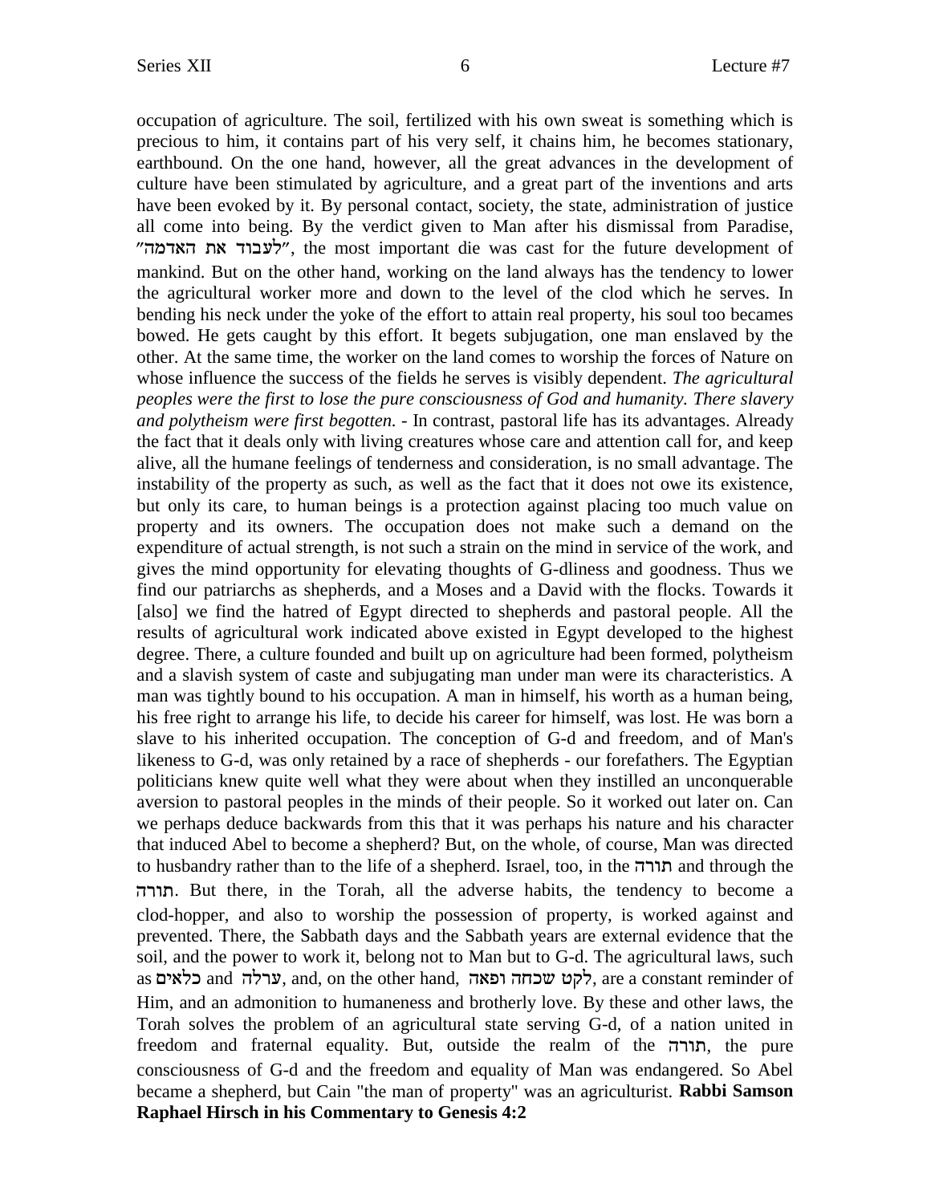occupation of agriculture. The soil, fertilized with his own sweat is something which is precious to him, it contains part of his very self, it chains him, he becomes stationary, earthbound. On the one hand, however, all the great advances in the development of culture have been stimulated by agriculture, and a great part of the inventions and arts have been evoked by it. By personal contact, society, the state, administration of justice all come into being. By the verdict given to Man after his dismissal from Paradise, "לעבוד את האדמה", the most important die was cast for the future development of mankind. But on the other hand, working on the land always has the tendency to lower the agricultural worker more and down to the level of the clod which he serves. In bending his neck under the yoke of the effort to attain real property, his soul too becames bowed. He gets caught by this effort. It begets subjugation, one man enslaved by the other. At the same time, the worker on the land comes to worship the forces of Nature on whose influence the success of the fields he serves is visibly dependent. *The agricultural peoples were the first to lose the pure consciousness of God and humanity. There slavery and polytheism were first begotten.* - In contrast, pastoral life has its advantages. Already the fact that it deals only with living creatures whose care and attention call for, and keep alive, all the humane feelings of tenderness and consideration, is no small advantage. The instability of the property as such, as well as the fact that it does not owe its existence, but only its care, to human beings is a protection against placing too much value on property and its owners. The occupation does not make such a demand on the expenditure of actual strength, is not such a strain on the mind in service of the work, and gives the mind opportunity for elevating thoughts of G-dliness and goodness. Thus we find our patriarchs as shepherds, and a Moses and a David with the flocks. Towards it [also] we find the hatred of Egypt directed to shepherds and pastoral people. All the results of agricultural work indicated above existed in Egypt developed to the highest degree. There, a culture founded and built up on agriculture had been formed, polytheism and a slavish system of caste and subjugating man under man were its characteristics. A man was tightly bound to his occupation. A man in himself, his worth as a human being, his free right to arrange his life, to decide his career for himself, was lost. He was born a slave to his inherited occupation. The conception of G-d and freedom, and of Man's likeness to G-d, was only retained by a race of shepherds - our forefathers. The Egyptian politicians knew quite well what they were about when they instilled an unconquerable aversion to pastoral peoples in the minds of their people. So it worked out later on. Can we perhaps deduce backwards from this that it was perhaps his nature and his character that induced Abel to become a shepherd? But, on the whole, of course, Man was directed to husbandry rather than to the life of a shepherd. Israel, too, in the תורה and through the תורה. But there, in the Torah, all the adverse habits, the tendency to become a clod-hopper, and also to worship the possession of property, is worked against and prevented. There, the Sabbath days and the Sabbath years are external evidence that the soil, and the power to work it, belong not to Man but to G-d. The agricultural laws, such as כלאים and ערלה, and, on the other hand, לקט שכחה ופאה, are a constant reminder of Him, and an admonition to humaneness and brotherly love. By these and other laws, the Torah solves the problem of an agricultural state serving G-d, of a nation united in freedom and fraternal equality. But, outside the realm of the תורה, the pure consciousness of G-d and the freedom and equality of Man was endangered. So Abel became a shepherd, but Cain "the man of property" was an agriculturist. **Rabbi Samson Raphael Hirsch in his Commentary to Genesis 4:2**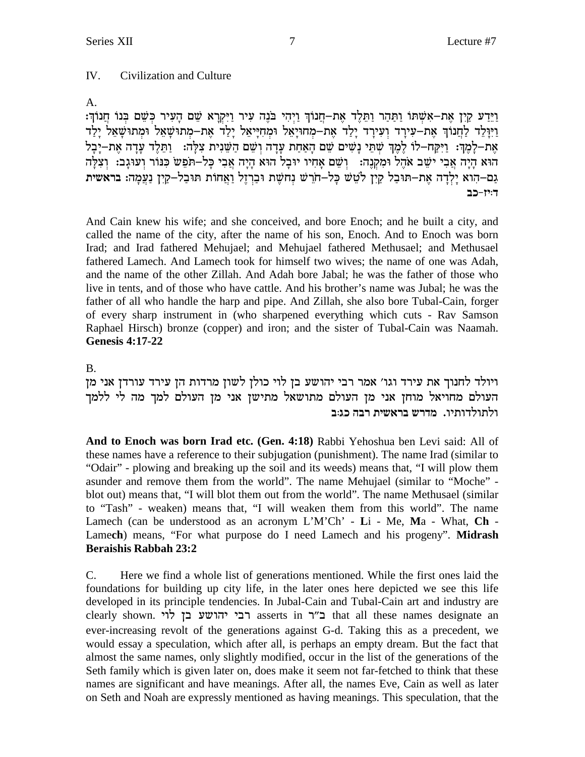## IV. Civilization and Culture

A.

וַיֵּדַע קַיִן אֶת-אִשְׁתּוֹ וַתַּהַר וַתֵּלֶד אֶת-חֲנוֹךְ וַיְהִי בֹּנֶה עִיר וַיִּקְרָא שֵׁם הָעִיר כְּשֵׁם בְּנוֹ חֲנוֹךְ: וַיִּוָּלֵד לַחֲנוֹךְ אֶת-עִירָד וְעִירָד יָלַד אֶת-מְחוּיָאֵל וּמְחִיָּיאֵל יָלַד אֶת-מְתוּשָׁאֵל וּמְתוּשָׁאֵל יָלַד אֶת-לָמֶךְ: וַיִּקַּח-לוֹ לֶמֶךְ שְׁתֵּי נָשִׁים שֵׁם הָאַחַת עָדָה וְשֵׁם הַשֵּׁנִית צִלָּה: וַתֵּלֶד עָדָה אֶת-יָבָל הוּא הָיָה אֲבִי יֹשֵׁב אֹהֶל וּמִקְנֶה: וְשֵׁם אָחִיו יוּבָל הוּא הָיָה אֲבִי כָּל-תֹּפֵשׂ כִּנּוֹר וְעוּגָב: וְצִלָּה גַם-הִוא יָלְדָה אֶת-תּוּבַל קַיִן לֹטֵשׁ כָּל-חֹרֵשׁ נְחֹשֶׁת וּבַרְזֶל וַאֲחוֹת תּוּבַל-קַיִן נַעֲמָה: **בראשית ד:יז-כב**

And Cain knew his wife; and she conceived, and bore Enoch; and he built a city, and called the name of the city, after the name of his son, Enoch. And to Enoch was born Irad; and Irad fathered Mehujael; and Mehujael fathered Methusael; and Methusael fathered Lamech. And Lamech took for himself two wives; the name of one was Adah, and the name of the other Zillah. And Adah bore Jabal; he was the father of those who live in tents, and of those who have cattle. And his brother's name was Jubal; he was the father of all who handle the harp and pipe. And Zillah, she also bore Tubal-Cain, forger of every sharp instrument in (who sharpened everything which cuts - Rav Samson Raphael Hirsch) bronze (copper) and iron; and the sister of Tubal-Cain was Naamah. **Genesis 4:17-22**

B.

ויולד לחנוך את עירד וגו׳ אמר רבי יהושע בן לוי כולן לשון מרדות הן עירד עורדן אני מן העולם מחויאל מוחן אני מן העולם מתושאל מתישן אני מן העולם למך מה לי ללמך ולתולדותיו. **מדרש בראשית רבה כג:ב**

**And to Enoch was born Irad etc. (Gen. 4:18)** Rabbi Yehoshua ben Levi said: All of these names have a reference to their subjugation (punishment). The name Irad (similar to "Odair" - plowing and breaking up the soil and its weeds) means that, "I will plow them asunder and remove them from the world". The name Mehujael (similar to "Moche" - blot out) means that, "I will blot them out from the world". The name Methusael (similar to "Tash" - weaken) means that, "I will weaken them from this world". The name Lamech (can be understood as an acronym L'M'Ch' - **L**i - Me, **M**a - What, **Ch** - Lame**ch**) means, "For what purpose do I need Lamech and his progeny". **Midrash Beraishis Rabbah 23:2**

C. Here we find a whole list of generations mentioned. While the first ones laid the foundations for building up city life, in the later ones here depicted we see this life developed in its principle tendencies. In Jubal-Cain and Tubal-Cain art and industry are clearly shown. רבי יהושע בן לוי asserts in ב״ר that all these names designate an ever-increasing revolt of the generations against G-d. Taking this as a precedent, we would essay a speculation, which after all, is perhaps an empty dream. But the fact that almost the same names, only slightly modified, occur in the list of the generations of the Seth family which is given later on, does make it seem not far-fetched to think that these names are significant and have meanings. After all, the names Eve, Cain as well as later on Seth and Noah are expressly mentioned as having meanings. This speculation, that the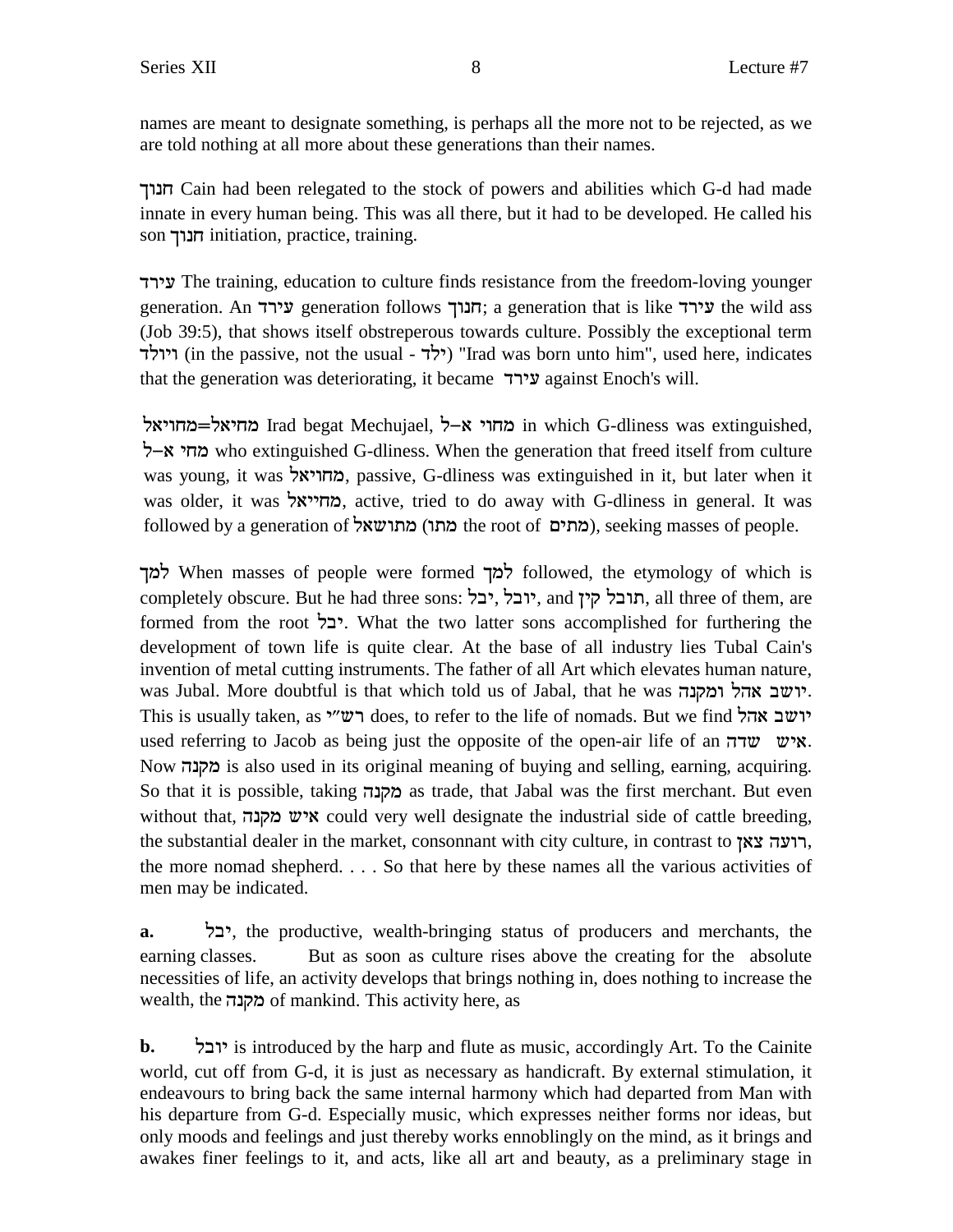names are meant to designate something, is perhaps all the more not to be rejected, as we are told nothing at all more about these generations than their names.

חנוך Cain had been relegated to the stock of powers and abilities which G-d had made innate in every human being. This was all there, but it had to be developed. He called his son חנוך initiation, practice, training.

עירד The training, education to culture finds resistance from the freedom-loving younger generation. An עירד generation follows חנוך; a generation that is like עירד the wild ass (Job 39:5), that shows itself obstreperous towards culture. Possibly the exceptional term ויולד (in the passive, not the usual - ילד) "Irad was born unto him", used here, indicates that the generation was deteriorating, it became עירד against Enoch's will.

מחויאל=מחיאל Irad begat Mechujael, מחוי א–ל in which G-dliness was extinguished, מחי א–ל who extinguished G-dliness. When the generation that freed itself from culture was young, it was מחויאל, passive, G-dliness was extinguished in it, but later when it was older, it was מחייאל, active, tried to do away with G-dliness in general. It was followed by a generation of מתושאל (מתו the root of מתים), seeking masses of people.

למך When masses of people were formed למך followed, the etymology of which is completely obscure. But he had three sons: יבל, יובל, and תובל קין, all three of them, are formed from the root יבל. What the two latter sons accomplished for furthering the development of town life is quite clear. At the base of all industry lies Tubal Cain's invention of metal cutting instruments. The father of all Art which elevates human nature, was Jubal. More doubtful is that which told us of Jabal, that he was יושב אהל ומקנה. This is usually taken, as רש"י does, to refer to the life of nomads. But we find יושב אהל used referring to Jacob as being just the opposite of the open-air life of an איש שדה. Now מקנה is also used in its original meaning of buying and selling, earning, acquiring. So that it is possible, taking מקנה as trade, that Jabal was the first merchant. But even without that, איש מקנה could very well designate the industrial side of cattle breeding, the substantial dealer in the market, consonnant with city culture, in contrast to רועה צאן, the more nomad shepherd. . . . So that here by these names all the various activities of men may be indicated.

**a.** יבל, the productive, wealth-bringing status of producers and merchants, the earning classes. But as soon as culture rises above the creating for the absolute necessities of life, an activity develops that brings nothing in, does nothing to increase the wealth, the מקנה of mankind. This activity here, as

**b.** יובל is introduced by the harp and flute as music, accordingly Art. To the Cainite world, cut off from G-d, it is just as necessary as handicraft. By external stimulation, it endeavours to bring back the same internal harmony which had departed from Man with his departure from G-d. Especially music, which expresses neither forms nor ideas, but only moods and feelings and just thereby works ennoblingly on the mind, as it brings and awakes finer feelings to it, and acts, like all art and beauty, as a preliminary stage in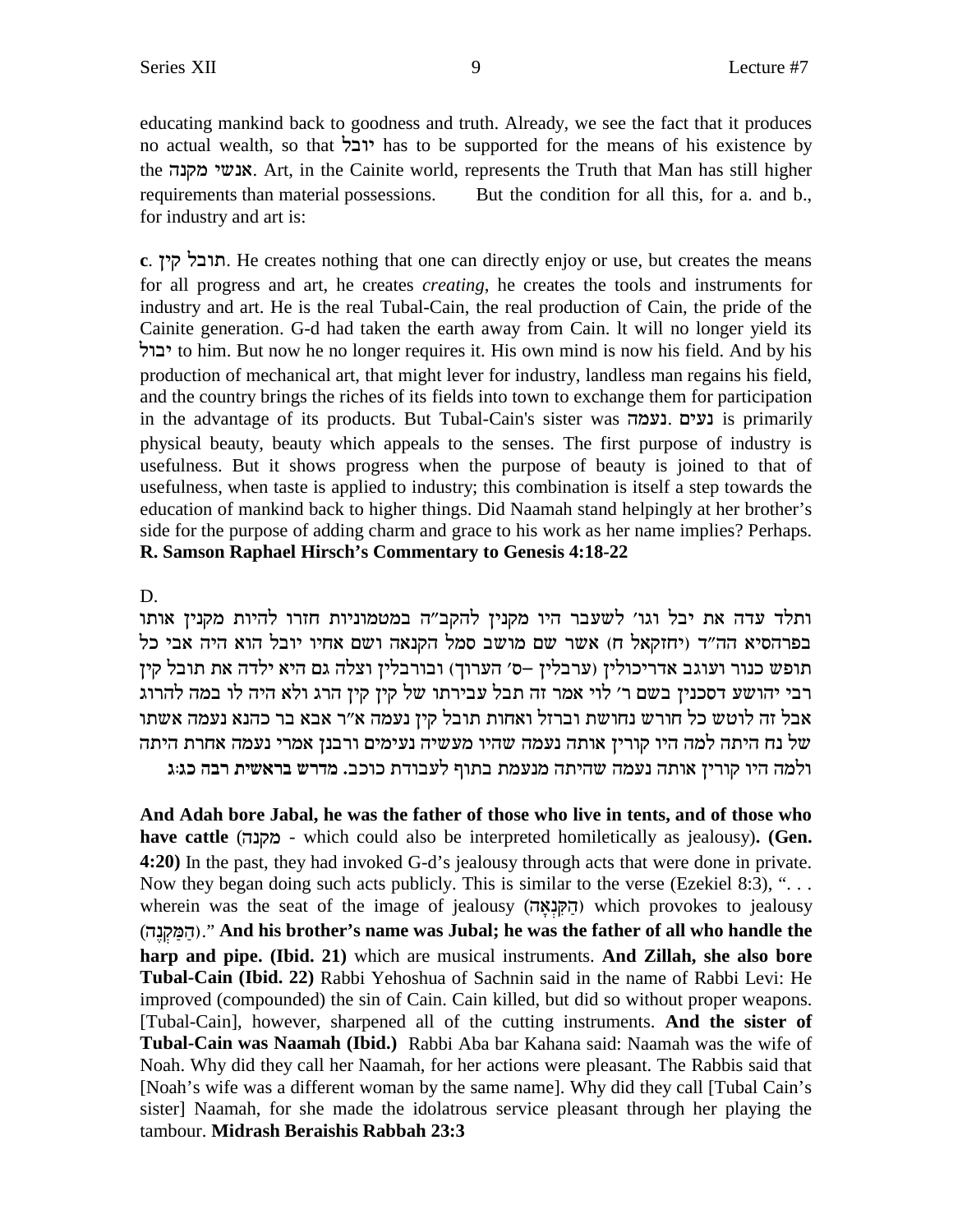educating mankind back to goodness and truth. Already, we see the fact that it produces no actual wealth, so that יובל has to be supported for the means of his existence by the אנשי מקנה. Art, in the Cainite world, represents the Truth that Man has still higher requirements than material possessions. But the condition for all this, for a. and b., for industry and art is:

**c**. תובל קין. He creates nothing that one can directly enjoy or use, but creates the means for all progress and art, he creates *creating*, he creates the tools and instruments for industry and art. He is the real Tubal-Cain, the real production of Cain, the pride of the Cainite generation. G-d had taken the earth away from Cain. lt will no longer yield its יבול to him. But now he no longer requires it. His own mind is now his field. And by his production of mechanical art, that might lever for industry, landless man regains his field, and the country brings the riches of its fields into town to exchange them for participation in the advantage of its products. But Tubal-Cain's sister was נעמה. נעים is primarily physical beauty, beauty which appeals to the senses. The first purpose of industry is usefulness. But it shows progress when the purpose of beauty is joined to that of usefulness, when taste is applied to industry; this combination is itself a step towards the education of mankind back to higher things. Did Naamah stand helpingly at her brother's side for the purpose of adding charm and grace to his work as her name implies? Perhaps. **R. Samson Raphael Hirsch's Commentary to Genesis 4:18-22**

D.

ותלד עדה את יבל וגו' לשעבר היו מקנין להקב"ה במטמוניות חזרו להיות מקנין אותו בפרהסיא הה"ד (יחזקאל ח) אשר שם מושב סמל הקנאה המקנה ושם אחיו יובל הוא היה אבי כל תופש כנור ועוגב אדריכולין (ערבלין –ס' הערוך) ובורבלין וצלה גם היא ילדה את תובל קין רבי יהושע דסכנין בשם ר' לוי אמר זה תבל עבירתו של קין קין הרג ולא היה לו במה להרוג אבל זה לוטש כל חורש נחושת וברזל ואחות תובל קין נעמה א"ר אבא בר כהנא נעמה אשתו של נח היתה למה היו קורין אותה נעמה שהיו מעשיה נעימים ורבנן אמרי נעמה אחרת היתה ולמה היו קורין אותה נעמה שהיתה מנעמת בתוף לעבודת כוכב. **מדרש בראשית רבה כג:ג**

**And Adah bore Jabal, he was the father of those who live in tents, and of those who have cattle** (מקנה - which could also be interpreted homiletically as jealousy)**. (Gen. 4:20)** In the past, they had invoked G-d's jealousy through acts that were done in private. Now they began doing such acts publicly. This is similar to the verse (Ezekiel 8:3), ". . . wherein was the seat of the image of jealousy (הַקִּנְאָה) which provokes to jealousy (הַמַּקְנֶה)." **And his brother's name was Jubal; he was the father of all who handle the harp and pipe. (Ibid. 21)** which are musical instruments. **And Zillah, she also bore Tubal-Cain (Ibid. 22)** Rabbi Yehoshua of Sachnin said in the name of Rabbi Levi: He improved (compounded) the sin of Cain. Cain killed, but did so without proper weapons. [Tubal-Cain], however, sharpened all of the cutting instruments. **And the sister of Tubal-Cain was Naamah (Ibid.)** Rabbi Aba bar Kahana said: Naamah was the wife of Noah. Why did they call her Naamah, for her actions were pleasant. The Rabbis said that [Noah's wife was a different woman by the same name]. Why did they call [Tubal Cain's sister] Naamah, for she made the idolatrous service pleasant through her playing the tambour. **Midrash Beraishis Rabbah 23:3**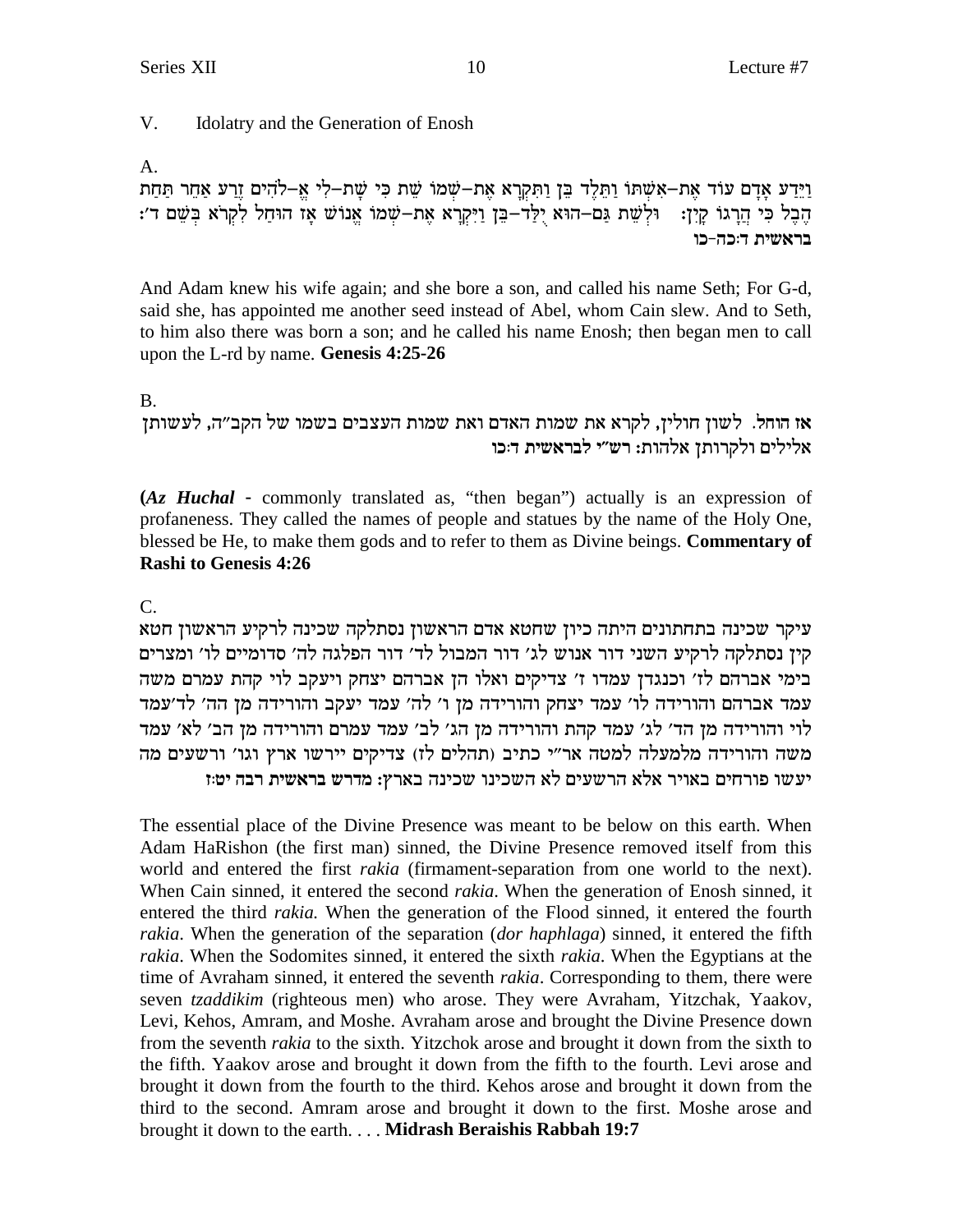## V. Idolatry and the Generation of Enosh

A.

וַיֵּדַע אָדָם עוֹד אֶת-אִשְׁתּוֹ וַתֵּלֶד בֵּן וַתִּקְרָא אֶת-שְׁמוֹ שֵׁת כִּי שָׁת-לִי אֱ-לֹהִים זֶרַע אַחֵר תַּחַת הֶבֶל כִּי הֲרָגוֹ קָיִן: וּלְשֵׁת גַּם-הוּא יֻלַּד-בֵּן וַיִּקְרָא אֶת-שְׁמוֹ אֱנוֹשׁ אָז הוּחַל לִקְרֹא בְּשֵׁם ד׳:
**בראשית ד:כה-כו**

And Adam knew his wife again; and she bore a son, and called his name Seth; For G-d, said she, has appointed me another seed instead of Abel, whom Cain slew. And to Seth, to him also there was born a son; and he called his name Enosh; then began men to call upon the L-rd by name. **Genesis 4:25-26**

B.

**אז הוחל.** לשון חולין, לקרא את שמות האדם ואת שמות העצבים בשמו של הקב״ה, לעשותן אלילים ולקרותן אלהות: **רש״י לבראשית ד:כו**

(***Az Huchal*** - commonly translated as, "then began") actually is an expression of profaneness. They called the names of people and statues by the name of the Holy One, blessed be He, to make them gods and to refer to them as Divine beings. **Commentary of Rashi to Genesis 4:26**

C.

עיקר שכינה בתחתונים היתה כיון שחטא אדם הראשון נסתלקה שכינה לרקיע הראשון חטא קין נסתלקה לרקיע השני דור אנוש לג׳ דור המבול לד׳ דור הפלגה לה׳ סדומיים לו׳ ומצרים בימי אברהם לז׳ וכנגדן עמדו ז׳ צדיקים ואלו הן אברהם יצחק ויעקב לוי קהת עמרם משה עמד אברהם והורידה לו׳ עמד יצחק והורידה מן ו׳ לה׳ עמד יעקב והורידה מן הה׳ לד׳ עמד לוי והורידה מן הד׳ לג׳ עמד קהת והורידה מן הג׳ לב׳ עמד עמרם והורידה מן הב׳ לא׳ עמד משה והורידה מלמעלה למטה אר״י כתיב (תהלים לז) צדיקים יירשו ארץ וגו׳ ורשעים מה יעשו פורחים באויר אלא הרשעים לא השכינו שכינה בארץ: **מדרש בראשית רבה יט:ז**

The essential place of the Divine Presence was meant to be below on this earth. When Adam HaRishon (the first man) sinned, the Divine Presence removed itself from this world and entered the first *rakia* (firmament-separation from one world to the next). When Cain sinned, it entered the second *rakia*. When the generation of Enosh sinned, it entered the third *rakia.* When the generation of the Flood sinned, it entered the fourth *rakia*. When the generation of the separation (*dor haphlaga*) sinned, it entered the fifth *rakia*. When the Sodomites sinned, it entered the sixth *rakia*. When the Egyptians at the time of Avraham sinned, it entered the seventh *rakia*. Corresponding to them, there were seven *tzaddikim* (righteous men) who arose. They were Avraham, Yitzchak, Yaakov, Levi, Kehos, Amram, and Moshe. Avraham arose and brought the Divine Presence down from the seventh *rakia* to the sixth. Yitzchok arose and brought it down from the sixth to the fifth. Yaakov arose and brought it down from the fifth to the fourth. Levi arose and brought it down from the fourth to the third. Kehos arose and brought it down from the third to the second. Amram arose and brought it down to the first. Moshe arose and brought it down to the earth. . . . **Midrash Beraishis Rabbah 19:7**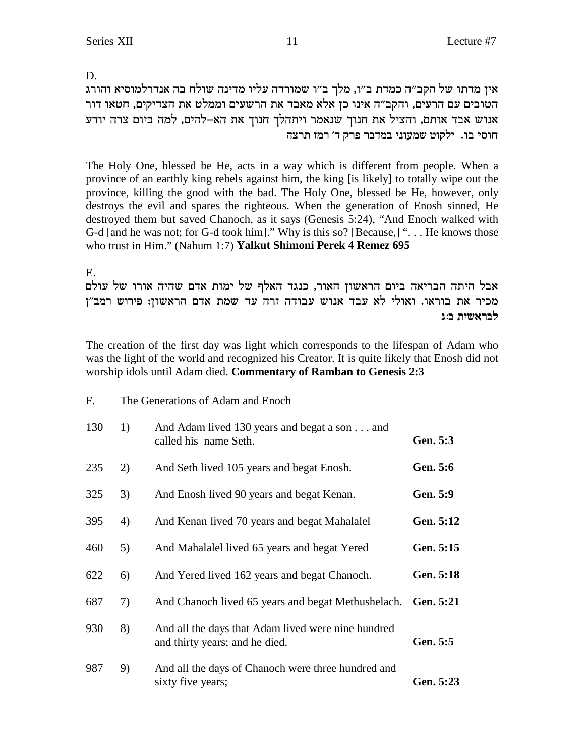D.

אין מדתו של הקב"ה כמדת ב"ו, מלך ב"ו שמורדה עליו מדינה שולח בה אנדרלמוסיא והורג הטובים עם הרעים, והקב"ה אינו כן אלא מאבד את הרשעים וממלט את הצדיקים, חטאו דור אנוש אבד אותם, והציל את חנוך שנאמר ויתהלך חנוך את הא–להים, למה ביום צרה יודע חוסי בו. **ילקוט שמעוני במדבר פרק ד' רמז תרצה**

The Holy One, blessed be He, acts in a way which is different from people. When a province of an earthly king rebels against him, the king [is likely] to totally wipe out the province, killing the good with the bad. The Holy One, blessed be He, however, only destroys the evil and spares the righteous. When the generation of Enosh sinned, He destroyed them but saved Chanoch, as it says (Genesis 5:24), "And Enoch walked with G-d [and he was not; for G-d took him]." Why is this so? [Because,] ". . . He knows those who trust in Him." (Nahum 1:7) **Yalkut Shimoni Perek 4 Remez 695**

E.

אבל היתה הבריאה ביום הראשון האור, כנגד האלף של ימות אדם שהיה אורו של עולם מכיר את בוראו. ואולי לא עבד אנוש עבודה זרה עד שמת אדם הראשון: **פירוש רמב"ן לבראשית ב:ג**

The creation of the first day was light which corresponds to the lifespan of Adam who was the light of the world and recognized his Creator. It is quite likely that Enosh did not worship idols until Adam died. **Commentary of Ramban to Genesis 2:3**

F. The Generations of Adam and Enoch

| | | | |
|---|---|---|---|
| 130 | 1) | And Adam lived 130 years and begat a son . . . and called his name Seth. | **Gen. 5:3** |
| 235 | 2) | And Seth lived 105 years and begat Enosh. | **Gen. 5:6** |
| 325 | 3) | And Enosh lived 90 years and begat Kenan. | **Gen. 5:9** |
| 395 | 4) | And Kenan lived 70 years and begat Mahalalel | **Gen. 5:12** |
| 460 | 5) | And Mahalalel lived 65 years and begat Yered | **Gen. 5:15** |
| 622 | 6) | And Yered lived 162 years and begat Chanoch. | **Gen. 5:18** |
| 687 | 7) | And Chanoch lived 65 years and begat Methushelach. | **Gen. 5:21** |
| 930 | 8) | And all the days that Adam lived were nine hundred and thirty years; and he died. | **Gen. 5:5** |
| 987 | 9) | And all the days of Chanoch were three hundred and sixty five years; | **Gen. 5:23** |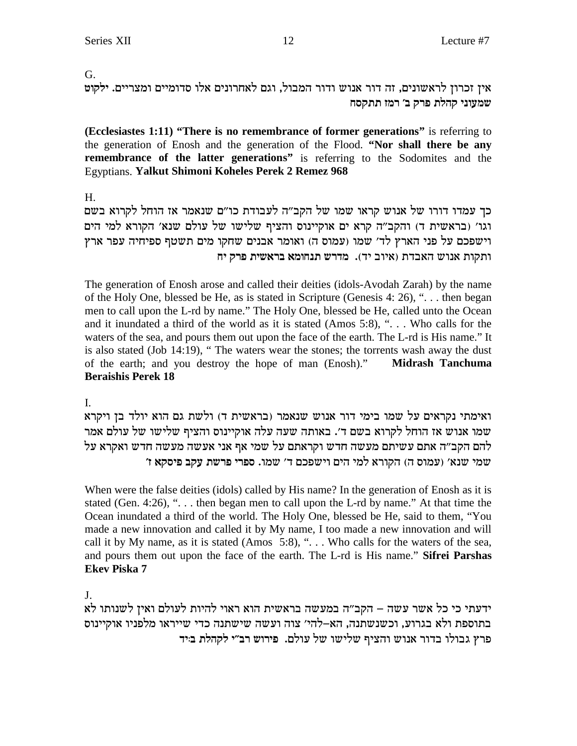G.

אין זכרון לראשונים, זה דור אנוש ודור המבול, וגם לאחרונים אלו סדומיים ומצריים. **ילקוט שמעוני קהלת פרק ב׳ רמז תתקסח**

**(Ecclesiastes 1:11) "There is no remembrance of former generations"** is referring to the generation of Enosh and the generation of the Flood. **"Nor shall there be any remembrance of the latter generations"** is referring to the Sodomites and the Egyptians. **Yalkut Shimoni Koheles Perek 2 Remez 968**

H.

כך עמדו דורו של אנוש קראו שמו של הקב"ה לעבודת כו"ם שנאמר אז הוחל לקרוא בשם וגו׳ (בראשית ד) והקב"ה קרא ים אוקיינוס והציף שלישו של עולם שנא׳ הקורא למי הים וישפכם על פני הארץ לד׳ שמו (עמוס ה) ואומר אבנים שחקו מים תשטף ספיחיה עפר ארץ ותקות אנוש האבדת (איוב יד). **מדרש תנחומא בראשית פרק יח**

The generation of Enosh arose and called their deities (idols-Avodah Zarah) by the name of the Holy One, blessed be He, as is stated in Scripture (Genesis 4: 26), ". . . then began men to call upon the L-rd by name." The Holy One, blessed be He, called unto the Ocean and it inundated a third of the world as it is stated (Amos 5:8), ". . . Who calls for the waters of the sea, and pours them out upon the face of the earth. The L-rd is His name." It is also stated (Job 14:19), " The waters wear the stones; the torrents wash away the dust of the earth; and you destroy the hope of man (Enosh)." **Midrash Tanchuma Beraishis Perek 18**

I.

ואימתי נקראים על שמו בימי דור אנוש שנאמר (בראשית ד) ולשת גם הוא יולד בן ויקרא שמו אנוש אז הוחל לקרוא בשם ד׳. באותה שעה עלה אוקיינוס והציף שלישו של עולם אמר להם הקב"ה אתם עשיתם מעשה חדש וקראתם על שמי אף אני אעשה מעשה חדש ואקרא על שמי שנא׳ (עמוס ה) הקורא למי הים וישפכם ד׳ שמו. **ספרי פרשת עקב פיסקא ז׳**

When were the false deities (idols) called by His name? In the generation of Enosh as it is stated (Gen. 4:26), ". . . then began men to call upon the L-rd by name." At that time the Ocean inundated a third of the world. The Holy One, blessed be He, said to them, "You made a new innovation and called it by My name, I too made a new innovation and will call it by My name, as it is stated (Amos 5:8), ". . . Who calls for the waters of the sea, and pours them out upon the face of the earth. The L-rd is His name." **Sifrei Parshas Ekev Piska 7**

J.

ידעתי כי כל אשר עשה – הקב"ה במעשה בראשית הוא ראוי להיות לעולם ואין לשנותו לא בתוספת ולא בגרוע, וכשנשתנה, הא–להי׳ צוה ועשה שישתנה כדי שייראו מלפניו אוקיינוס פרץ גבולו בדור אנוש והציף שלישו של עולם. **פירוש רב"י לקהלת ב:יד**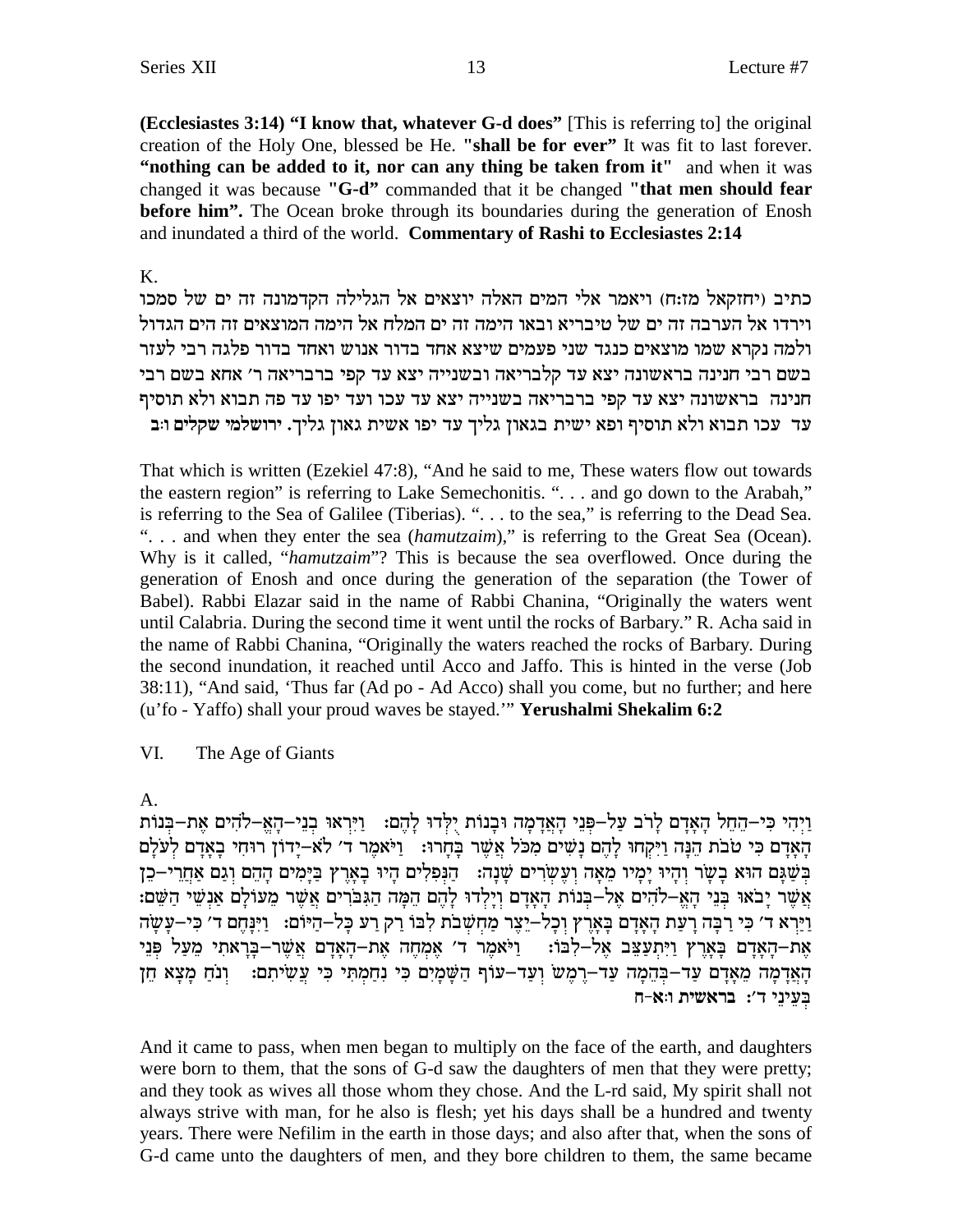**(Ecclesiastes 3:14) "I know that, whatever G-d does"** [This is referring to] the original creation of the Holy One, blessed be He. **"shall be for ever"** It was fit to last forever. **"nothing can be added to it, nor can any thing be taken from it"** and when it was changed it was because **"G-d"** commanded that it be changed **"that men should fear before him".** The Ocean broke through its boundaries during the generation of Enosh and inundated a third of the world. **Commentary of Rashi to Ecclesiastes 2:14**

K.

כתיב (יחזקאל מז:ח) ויאמר אלי המים האלה יוצאים אל הגלילה הקדמונה זה ים של סמכו וירדו אל הערבה זה ים של טיבריא ובאו הימה זה ים המלח אל הימה המוצאים זה הים הגדול ולמה נקרא שמו מוצאים כנגד שני פעמים שיצא אחד בדור אנוש ואחד בדור פלגה רבי לעזר בשם רבי חנינה בראשונה יצא עד קלבריאה ובשנייה יצא עד קפי ברבריאה ר' אחא בשם רבי חנינה בראשונה יצא עד קפי ברבריאה בשנייה יצא עד עכו ועד יפו עד פה תבוא ולא תוסיף עד עכו תבוא ולא תוסיף ופא ישית בגאון גליך עד יפו אשית גאון גליך. **ירושלמי שקלים ו:ב**

That which is written (Ezekiel 47:8), "And he said to me, These waters flow out towards the eastern region" is referring to Lake Semechonitis. ". . . and go down to the Arabah," is referring to the Sea of Galilee (Tiberias). ". . . to the sea," is referring to the Dead Sea. ". . . and when they enter the sea (*hamutzaim*)," is referring to the Great Sea (Ocean). Why is it called, "*hamutzaim*"? This is because the sea overflowed. Once during the generation of Enosh and once during the generation of the separation (the Tower of Babel). Rabbi Elazar said in the name of Rabbi Chanina, "Originally the waters went until Calabria. During the second time it went until the rocks of Barbary." R. Acha said in the name of Rabbi Chanina, "Originally the waters reached the rocks of Barbary. During the second inundation, it reached until Acco and Jaffo. This is hinted in the verse (Job 38:11), "And said, 'Thus far (Ad po - Ad Acco) shall you come, but no further; and here (u'fo - Yaffo) shall your proud waves be stayed.'" **Yerushalmi Shekalim 6:2**

## VI. The Age of Giants

A.

וַיְהִי כִּי-הֵחֵל הָאָדָם לָרֹב עַל-פְּנֵי הָאֲדָמָה וּבָנוֹת יֻלְּדוּ לָהֶם: וַיִּרְאוּ בְנֵי-הָאֱ-לֹהִים אֶת-בְּנוֹת הָאָדָם כִּי טֹבֹת הֵנָּה וַיִּקְחוּ לָהֶם נָשִׁים מִכֹּל אֲשֶׁר בָּחָרוּ: וַיֹּאמֶר ד' לֹא-יָדוֹן רוּחִי בָאָדָם לְעֹלָם בְּשַׁגַּם הוּא בָשָׂר וְהָיוּ יָמָיו מֵאָה וְעֶשְׂרִים שָׁנָה: הַנְּפִלִים הָיוּ בָאָרֶץ בַּיָּמִים הָהֵם וְגַם אַחֲרֵי-כֵן אֲשֶׁר יָבֹאוּ בְּנֵי הָאֱ-לֹהִים אֶל-בְּנוֹת הָאָדָם וְיָלְדוּ לָהֶם הֵמָּה הַגִּבֹּרִים אֲשֶׁר מֵעוֹלָם אַנְשֵׁי הַשֵּׁם: וַיַּרְא ד' כִּי רַבָּה רָעַת הָאָדָם בָּאָרֶץ וְכָל-יֵצֶר מַחְשְׁבֹת לִבּוֹ רַק רַע כָּל-הַיּוֹם: וַיִּנָּחֶם ד' כִּי-עָשָׂה אֶת-הָאָדָם בָּאָרֶץ וַיִּתְעַצֵּב אֶל-לִבּוֹ: וַיֹּאמֶר ד' אֶמְחֶה אֶת-הָאָדָם אֲשֶׁר-בָּרָאתִי מֵעַל פְּנֵי הָאֲדָמָה מֵאָדָם עַד-בְּהֵמָה עַד-רֶמֶשׂ וְעַד-עוֹף הַשָּׁמָיִם כִּי נִחַמְתִּי כִּי עֲשִׂיתִם: וְנֹחַ מָצָא חֵן בְּעֵינֵי ד': **בראשית ו:א-ח**

And it came to pass, when men began to multiply on the face of the earth, and daughters were born to them, that the sons of G-d saw the daughters of men that they were pretty; and they took as wives all those whom they chose. And the L-rd said, My spirit shall not always strive with man, for he also is flesh; yet his days shall be a hundred and twenty years. There were Nefilim in the earth in those days; and also after that, when the sons of G-d came unto the daughters of men, and they bore children to them, the same became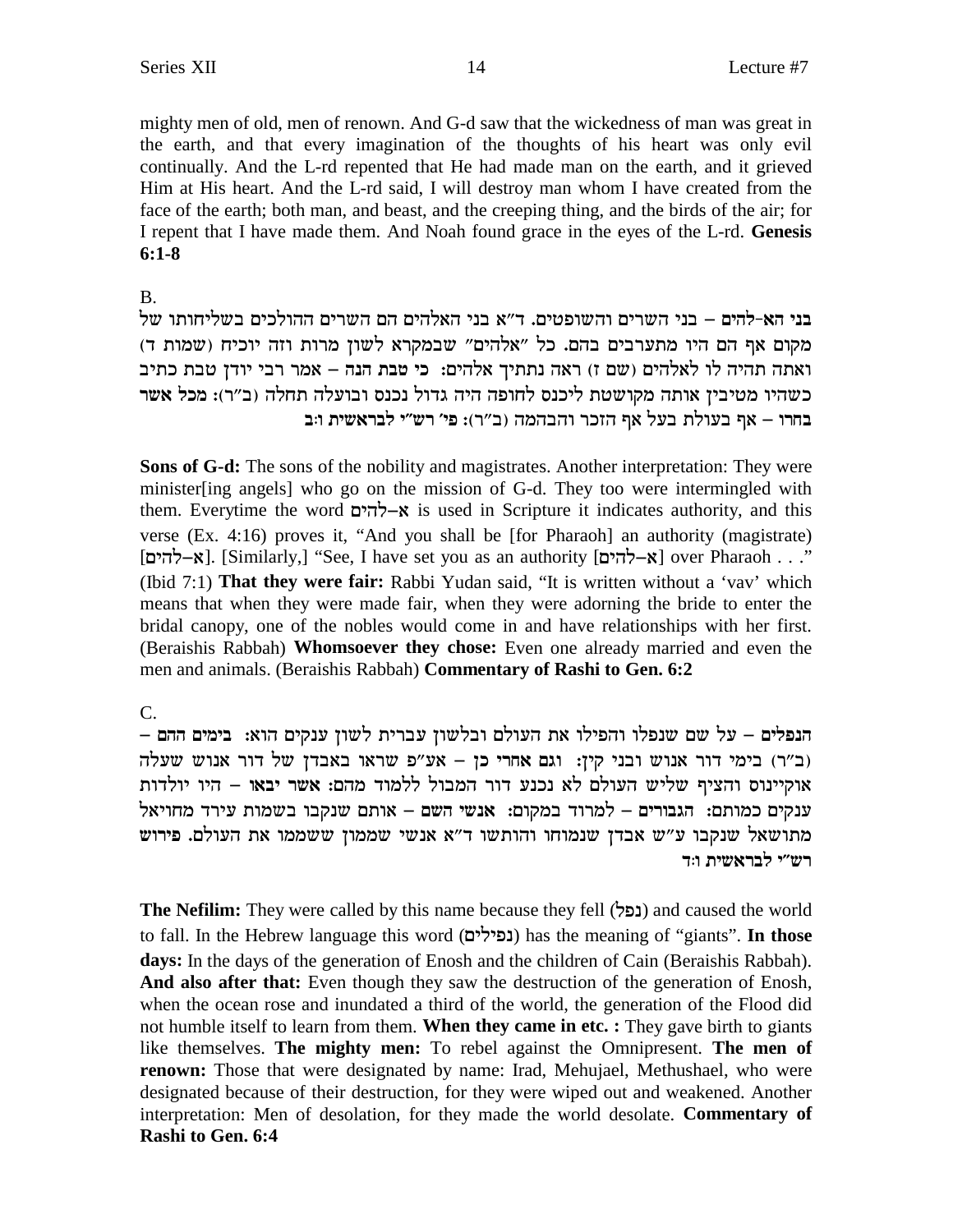mighty men of old, men of renown. And G-d saw that the wickedness of man was great in the earth, and that every imagination of the thoughts of his heart was only evil continually. And the L-rd repented that He had made man on the earth, and it grieved Him at His heart. And the L-rd said, I will destroy man whom I have created from the face of the earth; both man, and beast, and the creeping thing, and the birds of the air; for I repent that I have made them. And Noah found grace in the eyes of the L-rd. **Genesis 6:1-8**

B.

**בני הא-להים** – בני השרים והשופטים. ד"א בני האלהים הם השרים ההולכים בשליחותו של מקום אף הם היו מתערבים בהם. כל "אלהים" שבמקרא לשון מרות וזה יוכיח (שמות ד) ואתה תהיה לו לאלהים (שם ז) ראה נתתיך אלהים: **כי טבת הנה** – אמר רבי יודן טבת כתיב כשהיו מטיבין אותה מקושטת ליכנס לחופה היה גדול נכנס ובועלה תחלה (ב"ר): **מכל אשר בחרו** – אף בעולת בעל אף הזכר והבהמה (ב"ר): **פי' רש"י לבראשית ו:ב**

**Sons of G-d:** The sons of the nobility and magistrates. Another interpretation: They were minister[ing angels] who go on the mission of G-d. They too were intermingled with them. Everytime the word א–להים is used in Scripture it indicates authority, and this verse (Ex. 4:16) proves it, "And you shall be [for Pharaoh] an authority (magistrate) [א–להים]. [Similarly,] "See, I have set you as an authority [א–להים] over Pharaoh . . ." (Ibid 7:1) **That they were fair:** Rabbi Yudan said, "It is written without a 'vav' which means that when they were made fair, when they were adorning the bride to enter the bridal canopy, one of the nobles would come in and have relationships with her first. (Beraishis Rabbah) **Whomsoever they chose:** Even one already married and even the men and animals. (Beraishis Rabbah) **Commentary of Rashi to Gen. 6:2**

C.

**הנפלים** – על שם שנפלו והפילו את העולם ובלשון עברית לשון ענקים הוא: **בימים ההם** – (ב"ר) בימי דור אנוש ובני קין: **וגם אחרי כן** – אע"פ שראו באבדן של דור אנוש שעלה אוקיינוס והציף שליש העולם לא נכנע דור המבול ללמוד מהם: **אשר יבאו** – היו יולדות ענקים כמותם: **הגבורים** – למרוד במקום: **אנשי השם** – אותם שנקבו בשמות עירד מחויאל מתושאל שנקבו ע"ש אבדן שנמוחו והותשו ד"א אנשי שממון ששממו את העולם. **פירוש רש"י לבראשית ו:ד**

**The Nefilim:** They were called by this name because they fell (נפל) and caused the world to fall. In the Hebrew language this word (נפילים) has the meaning of "giants". **In those days:** In the days of the generation of Enosh and the children of Cain (Beraishis Rabbah). **And also after that:** Even though they saw the destruction of the generation of Enosh, when the ocean rose and inundated a third of the world, the generation of the Flood did not humble itself to learn from them. **When they came in etc. :** They gave birth to giants like themselves. **The mighty men:** To rebel against the Omnipresent. **The men of renown:** Those that were designated by name: Irad, Mehujael, Methushael, who were designated because of their destruction, for they were wiped out and weakened. Another interpretation: Men of desolation, for they made the world desolate. **Commentary of Rashi to Gen. 6:4**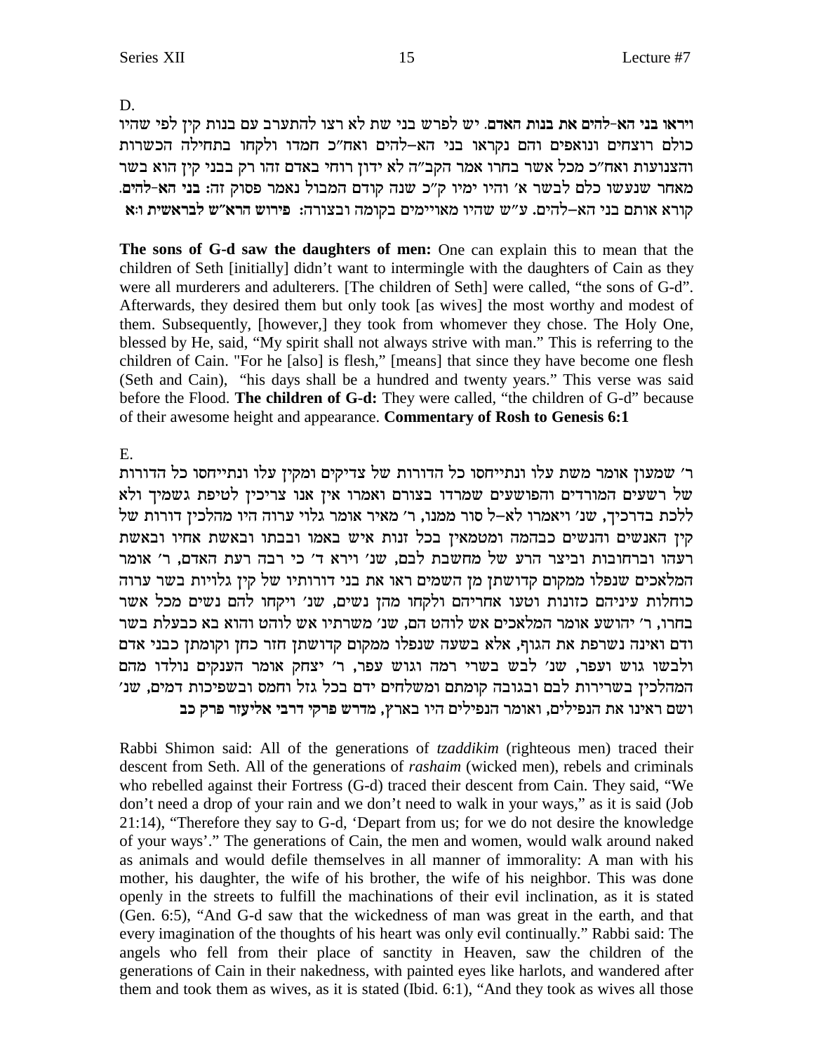D.

**ויראו בני הא-להים את בנות האדם.** יש לפרש בני שת לא רצו להתערב עם בנות קין לפי שהיו כולם רוצחים ונואפים והם נקראו בני הא–להים ואח"כ חמדו ולקחו בתחילה הכשרות והצנועות ואח"כ מכל אשר בחרו אמר הקב"ה לא ידון רוחי באדם זהו רק בבני קין הוא בשר מאחר שנעשו כלם לבשר א' והיו ימיו ק"כ שנה קודם המבול נאמר פסוק זה: **בני הא-להים.** קורא אותם בני הא–להים. ע"ש שהיו מאויימים בקומה ובצורה: **פירוש הרא"ש לבראשית ו:א**

**The sons of G-d saw the daughters of men:** One can explain this to mean that the children of Seth [initially] didn't want to intermingle with the daughters of Cain as they were all murderers and adulterers. [The children of Seth] were called, "the sons of G-d". Afterwards, they desired them but only took [as wives] the most worthy and modest of them. Subsequently, [however,] they took from whomever they chose. The Holy One, blessed by He, said, "My spirit shall not always strive with man." This is referring to the children of Cain. "For he [also] is flesh," [means] that since they have become one flesh (Seth and Cain), "his days shall be a hundred and twenty years." This verse was said before the Flood. **The children of G-d:** They were called, "the children of G-d" because of their awesome height and appearance. **Commentary of Rosh to Genesis 6:1**

E.

ר' שמעון אומר משת עלו ונתייחסו כל הדורות של צדיקים ומקין עלו ונתייחסו כל הדורות של רשעים המורדים והפושעים שמרדו בצורם ואמרו אין אנו צריכין לטיפת גשמיך ולא ללכת בדרכיך, שנ' ויאמרו לא–ל סור ממנו, ר' מאיר אומר גלוי ערוה היו מהלכין דורות של קין האנשים והנשים כבהמה ומטמאין בכל זנות איש באמו ובבתו ובאשת אחיו ובאשת רעהו וברחובות וביצר הרע של מחשבת לבם, שנ' וירא ד' כי רבה רעת האדם, ר' אומר המלאכים שנפלו ממקום קדושתן מן השמים ראו את בני דורותיו של קין גלויות בשר ערוה כוחלות עיניהם כזונות וטעו אחריהם ולקחו מהן נשים, שנ' ויקחו להם נשים מכל אשר בחרו, ר' יהושע אומר המלאכים אש לוהט הם, שנ' משרתיו אש לוהט והוא בא כבעלת בשר ודם ואינה נשרפת את הגוף, אלא בשעה שנפלו ממקום קדושתן חזר כחן וקומתן כבני אדם ולבשו גוש ועפר, שנ' לבש בשרי רמה וגוש עפר, ר' יצחק אומר הענקים נולדו מהם המהלכין בשרירות לבם ובגובה קומתם ומשלחים ידם בכל גזל וחמס ובשפיכות דמים, שנ' ושם ראינו את הנפילים, ואומר הנפילים היו בארץ, **מדרש פרקי דרבי אליעזר פרק כב**

Rabbi Shimon said: All of the generations of *tzaddikim* (righteous men) traced their descent from Seth. All of the generations of *rashaim* (wicked men), rebels and criminals who rebelled against their Fortress (G-d) traced their descent from Cain. They said, "We don't need a drop of your rain and we don't need to walk in your ways," as it is said (Job 21:14), "Therefore they say to G-d, 'Depart from us; for we do not desire the knowledge of your ways'." The generations of Cain, the men and women, would walk around naked as animals and would defile themselves in all manner of immorality: A man with his mother, his daughter, the wife of his brother, the wife of his neighbor. This was done openly in the streets to fulfill the machinations of their evil inclination, as it is stated (Gen. 6:5), "And G-d saw that the wickedness of man was great in the earth, and that every imagination of the thoughts of his heart was only evil continually." Rabbi said: The angels who fell from their place of sanctity in Heaven, saw the children of the generations of Cain in their nakedness, with painted eyes like harlots, and wandered after them and took them as wives, as it is stated (Ibid. 6:1), "And they took as wives all those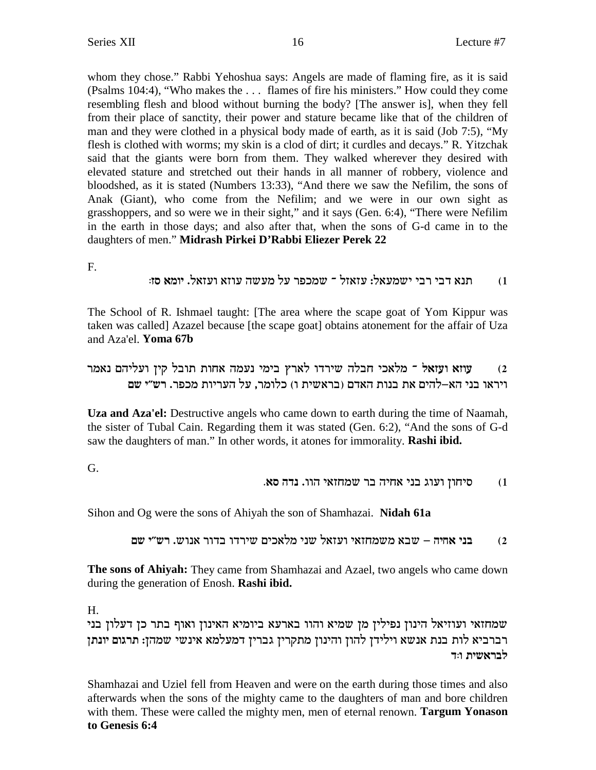whom they chose." Rabbi Yehoshua says: Angels are made of flaming fire, as it is said (Psalms 104:4), "Who makes the . . . flames of fire his ministers." How could they come resembling flesh and blood without burning the body? [The answer is], when they fell from their place of sanctity, their power and stature became like that of the children of man and they were clothed in a physical body made of earth, as it is said (Job 7:5), "My flesh is clothed with worms; my skin is a clod of dirt; it curdles and decays." R. Yitzchak said that the giants were born from them. They walked wherever they desired with elevated stature and stretched out their hands in all manner of robbery, violence and bloodshed, as it is stated (Numbers 13:33), "And there we saw the Nefilim, the sons of Anak (Giant), who come from the Nefilim; and we were in our own sight as grasshoppers, and so were we in their sight," and it says (Gen. 6:4), "There were Nefilim in the earth in those days; and also after that, when the sons of G-d came in to the daughters of men." **Midrash Pirkei D'Rabbi Eliezer Perek 22**

F.

1) תנא דבי רבי ישמעאל: עזאזל ־ שמכפר על מעשה עוזא ועזאל. יומא סז:

The School of R. Ishmael taught: [The area where the scape goat of Yom Kippur was taken was called] Azazel because [the scape goat] obtains atonement for the affair of Uza and Aza'el. **Yoma 67b**

2) **עוזא ועזאל** ־ מלאכי חבלה שירדו לארץ בימי נעמה אחות תובל קין ועליהם נאמר ויראו בני הא–להים את בנות האדם (בראשית ו) כלומר, על העריות מכפר. רש"י שם

**Uza and Aza'el:** Destructive angels who came down to earth during the time of Naamah, the sister of Tubal Cain. Regarding them it was stated (Gen. 6:2), "And the sons of G-d saw the daughters of man." In other words, it atones for immorality. **Rashi ibid.**

G.

1) סיחון ועוג בני אחיה בר שמחזאי הוו. נדה סא.

Sihon and Og were the sons of Ahiyah the son of Shamhazai. **Nidah 61a**

2) **בני אחיה** – שבא משמחזאי ועזאל שני מלאכים שירדו בדור אנוש. רש"י שם

**The sons of Ahiyah:** They came from Shamhazai and Azael, two angels who came down during the generation of Enosh. **Rashi ibid.**

H.

שמחזאי ועוזיאל הינון נפילין מן שמיא והוו בארעא ביומיא האינון ואוף בתר כן דעלון בני רברביא לות בנת אנשא וילידן להון והינון מתקרין גברין דמעלמא אינשי שמהן: **תרגום יונתן לבראשית ו:ד**

Shamhazai and Uziel fell from Heaven and were on the earth during those times and also afterwards when the sons of the mighty came to the daughters of man and bore children with them. These were called the mighty men, men of eternal renown. **Targum Yonason to Genesis 6:4**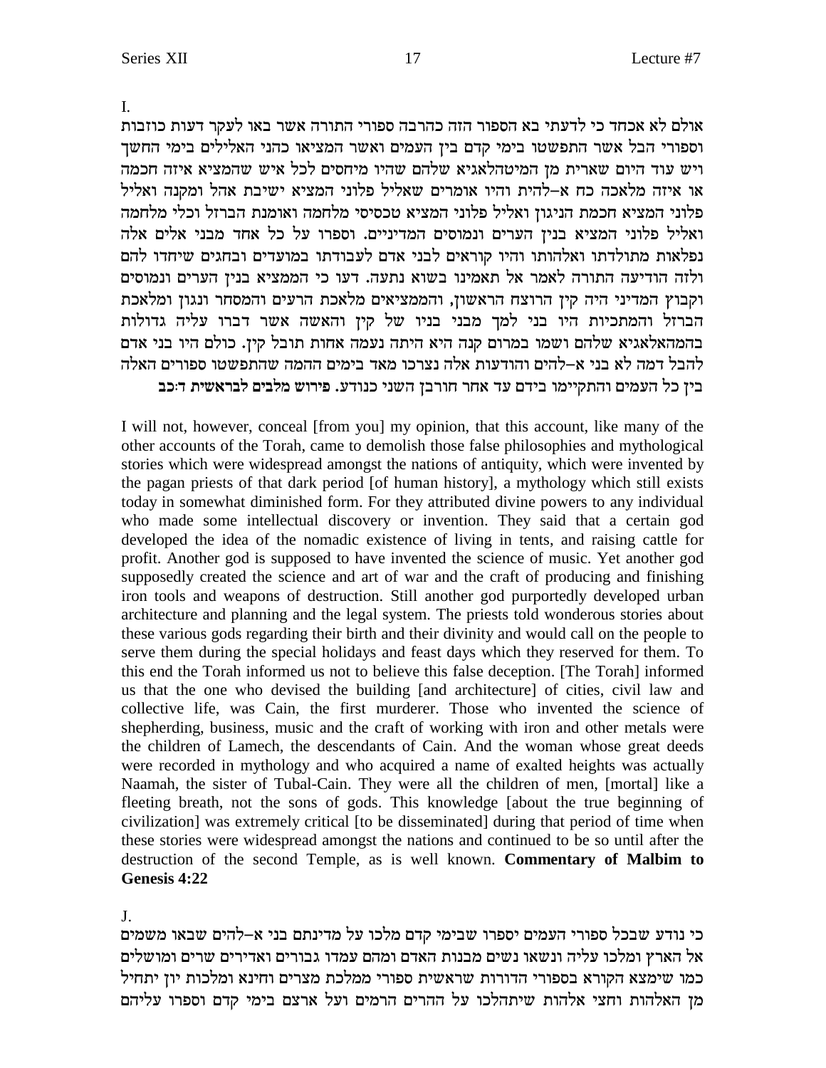I.

אולם לא אכחד כי לדעתי בא הספור הזה כהרבה ספורי התורה אשר באו לעקר דעות כוזבות וספורי הבל אשר התפשטו בימי קדם בין העמים ואשר המציאו כהני האלילים בימי החשך ויש עוד היום שארית מן המיטהלאגיא שלהם שהיו מיחסים לכל איש שהמציא איזה חכמה או איזה מלאכה כח א–להית והיו אומרים שאליל פלוני המציא ישיבת אהל ומקנה ואליל פלוני המציא חכמת הניגון ואליל פלוני המציא טכסיסי מלחמה ואומנת הברזל וכלי מלחמה ואליל פלוני המציא בנין הערים ונמוסים המדיניים. וספרו על כל אחד מבני אלים אלה נפלאות מתולדתו ואלהותו והיו קוראים לבני אדם לעבודתו במועדים ובחגים שיחדו להם ולזה הודיעה התורה לאמר אל תאמינו בשוא נתעה. דעו כי הממציא בנין הערים ונמוסים וקבוץ המדיני היה קין הרוצח הראשון, והממציאים מלאכת הרעים והמסחר ונגון ומלאכת הברזל והמתכיות היו בני למך מבני בניו של קין והאשה אשר דברו עליה גדולות בהמהאלאגיא שלהם ושמו במרום קנה היא היתה נעמה אחות תובל קין. כולם היו בני אדם להבל דמה לא בני א–להים והודעות אלה נצרכו מאד בימים ההמה שהתפשטו ספורים האלה בין כל העמים והתקיימו בידם עד אחר חורבן השני כנודע. **פירוש מלבים לבראשית ד:כב**

I will not, however, conceal [from you] my opinion, that this account, like many of the other accounts of the Torah, came to demolish those false philosophies and mythological stories which were widespread amongst the nations of antiquity, which were invented by the pagan priests of that dark period [of human history], a mythology which still exists today in somewhat diminished form. For they attributed divine powers to any individual who made some intellectual discovery or invention. They said that a certain god developed the idea of the nomadic existence of living in tents, and raising cattle for profit. Another god is supposed to have invented the science of music. Yet another god supposedly created the science and art of war and the craft of producing and finishing iron tools and weapons of destruction. Still another god purportedly developed urban architecture and planning and the legal system. The priests told wonderous stories about these various gods regarding their birth and their divinity and would call on the people to serve them during the special holidays and feast days which they reserved for them. To this end the Torah informed us not to believe this false deception. [The Torah] informed us that the one who devised the building [and architecture] of cities, civil law and collective life, was Cain, the first murderer. Those who invented the science of shepherding, business, music and the craft of working with iron and other metals were the children of Lamech, the descendants of Cain. And the woman whose great deeds were recorded in mythology and who acquired a name of exalted heights was actually Naamah, the sister of Tubal-Cain. They were all the children of men, [mortal] like a fleeting breath, not the sons of gods. This knowledge [about the true beginning of civilization] was extremely critical [to be disseminated] during that period of time when these stories were widespread amongst the nations and continued to be so until after the destruction of the second Temple, as is well known. **Commentary of Malbim to Genesis 4:22**

J.

כי נודע שבכל ספורי העמים יספרו שבימי קדם מלכו על מדינתם בני א–להים שבאו משמים אל הארץ ומלכו עליה ונשאו נשים מבנות האדם ומהם עמדו גבורים ואדירים שרים ומושלים כמו שימצא הקורא בספורי הדורות שראשית ספורי ממלכת מצרים וחינא ומלכות יון יתחיל מן האלהות וחצי אלהות שיתהלכו על ההרים הרמים ועל ארצם בימי קדם וספרו עליהם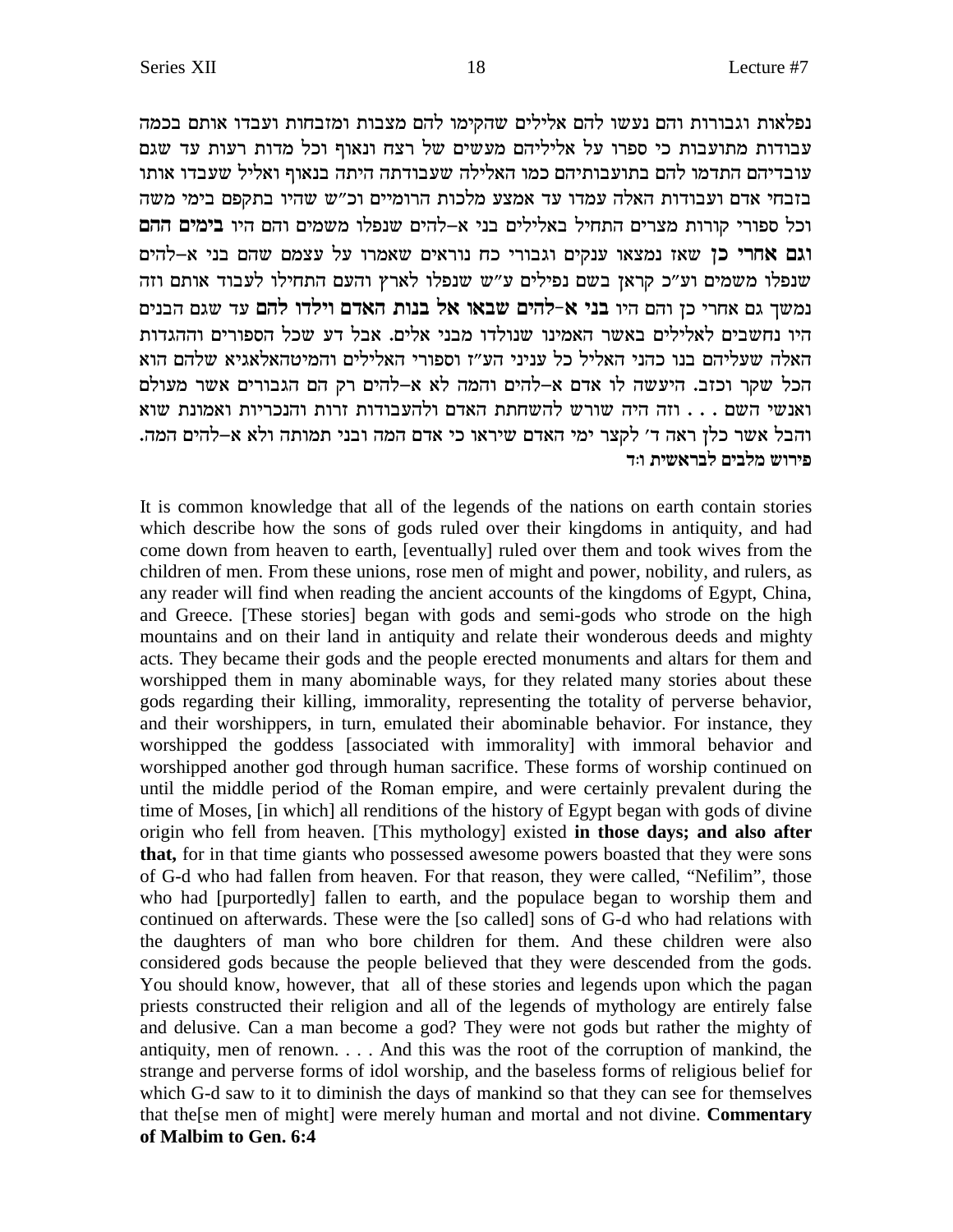נפלאות וגבורות והם נעשו להם אלילים שהקימו להם מצבות ומזבחות ועבדו אותם בכמה עבודות מתועבות כי ספרו על אליליהם מעשים של רצח ונאוף וכל מדות רעות עד שגם עובדיהם התדמו להם בתועבותיהם כמו האלילה שעבודתה היתה בנאוף ואליל שעבדו אותו בזבחי אדם ועבודות האלה עמדו עד אמצע מלכות הרומיים וכ"ש שהיו בתקפם בימי משה וכל ספורי קורות מצרים התחיל באלילים בני א–להים שנפלו משמים והם היו **בימים ההם וגם אחרי כן** שאז נמצאו ענקים וגבורי כח נוראים שאמרו על עצמם שהם בני א–להים שנפלו משמים וע"כ קראן בשם נפילים ע"ש שנפלו לארץ והעם התחילו לעבוד אותם וזה נמשך גם אחרי כן והם היו **בני א–להים שבאו אל בנות האדם וילדו להם** עד שגם הבנים היו נחשבים לאלילים באשר האמינו שנולדו מבני אלים. אבל דע שכל הספורים וההגדות האלה שעליהם בנו כהני האליל כל עניני הע"ז וספורי האלילים והמיטהאלאגיא שלהם הוא הכל שקר וכזב. היעשה לו אדם א–להים והמה לא א–להים רק הם הגבורים אשר מעולם ואנשי השם . . . וזה היה שורש להשחתת האדם ולהעבודות זרות והנכריות ואמונת שוא והבל אשר כלן ראה ד' לקצר ימי האדם שיראו כי אדם המה ובני תמותה ולא א–להים המה.
**פירוש מלבים לבראשית ו:ד**

It is common knowledge that all of the legends of the nations on earth contain stories which describe how the sons of gods ruled over their kingdoms in antiquity, and had come down from heaven to earth, [eventually] ruled over them and took wives from the children of men. From these unions, rose men of might and power, nobility, and rulers, as any reader will find when reading the ancient accounts of the kingdoms of Egypt, China, and Greece. [These stories] began with gods and semi-gods who strode on the high mountains and on their land in antiquity and relate their wonderous deeds and mighty acts. They became their gods and the people erected monuments and altars for them and worshipped them in many abominable ways, for they related many stories about these gods regarding their killing, immorality, representing the totality of perverse behavior, and their worshippers, in turn, emulated their abominable behavior. For instance, they worshipped the goddess [associated with immorality] with immoral behavior and worshipped another god through human sacrifice. These forms of worship continued on until the middle period of the Roman empire, and were certainly prevalent during the time of Moses, [in which] all renditions of the history of Egypt began with gods of divine origin who fell from heaven. [This mythology] existed **in those days; and also after that,** for in that time giants who possessed awesome powers boasted that they were sons of G-d who had fallen from heaven. For that reason, they were called, "Nefilim", those who had [purportedly] fallen to earth, and the populace began to worship them and continued on afterwards. These were the [so called] sons of G-d who had relations with the daughters of man who bore children for them. And these children were also considered gods because the people believed that they were descended from the gods. You should know, however, that all of these stories and legends upon which the pagan priests constructed their religion and all of the legends of mythology are entirely false and delusive. Can a man become a god? They were not gods but rather the mighty of antiquity, men of renown. . . . And this was the root of the corruption of mankind, the strange and perverse forms of idol worship, and the baseless forms of religious belief for which G-d saw to it to diminish the days of mankind so that they can see for themselves that the[se men of might] were merely human and mortal and not divine. **Commentary of Malbim to Gen. 6:4**